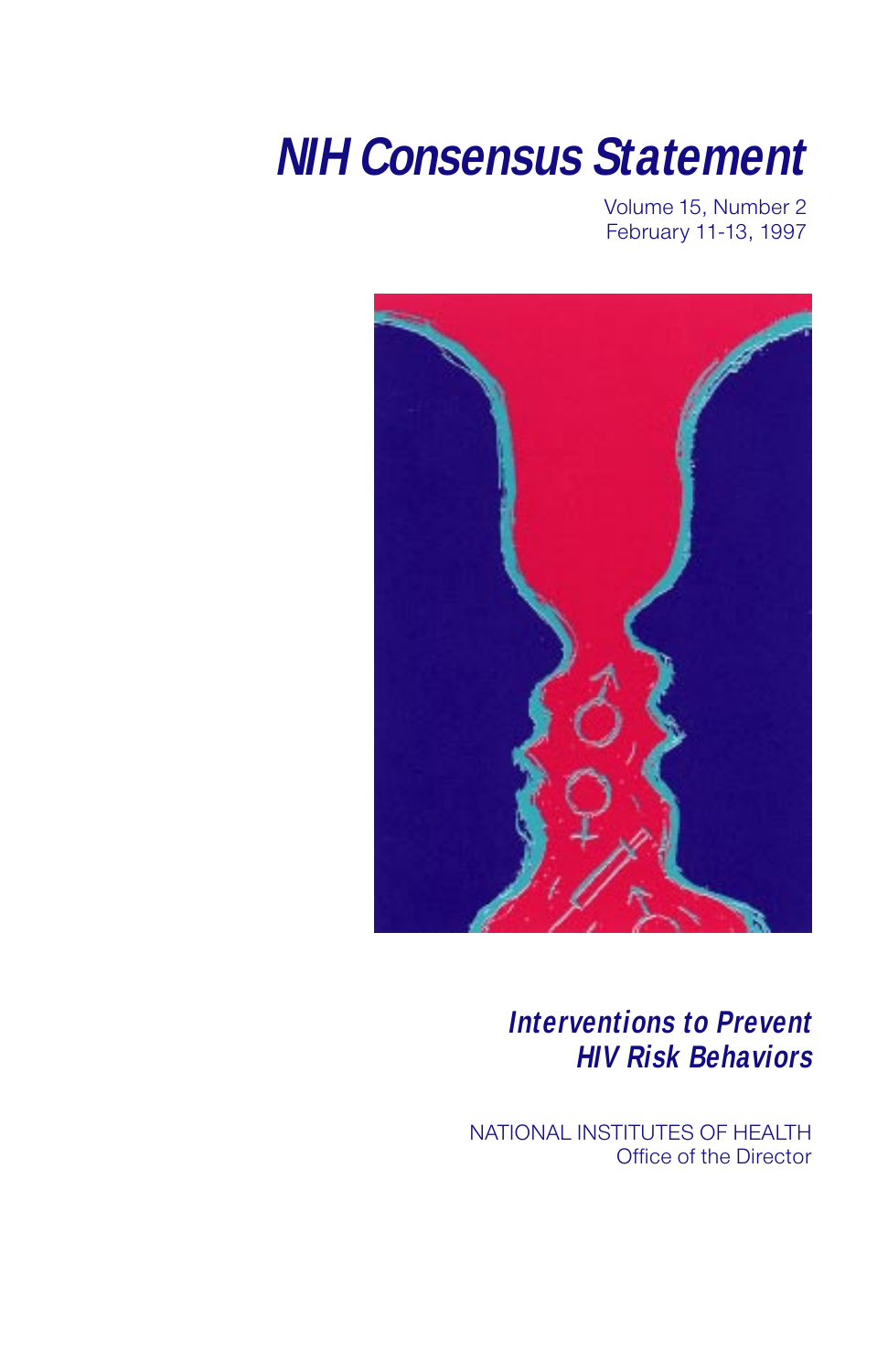# NIH Consensus Statement

Volume 15, Number 2
February 11-13, 1997

## *Interventions to Prevent HIV Risk Behaviors*

NATIONAL INSTITUTES OF HEALTH
Office of the Director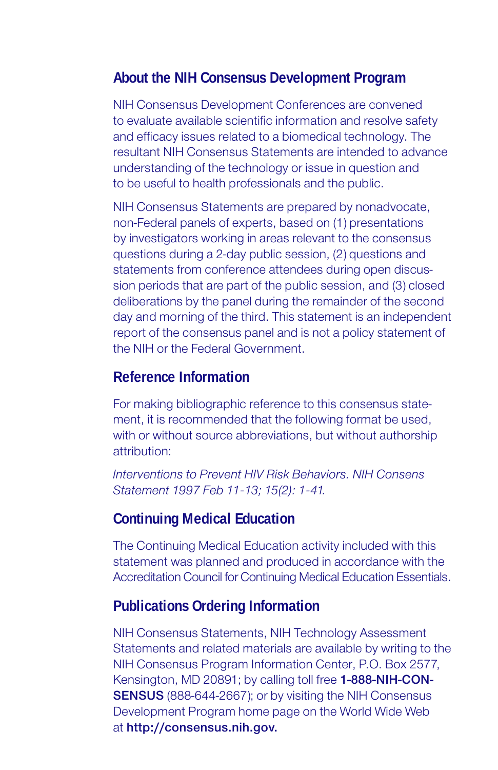## About the NIH Consensus Development Program

NIH Consensus Development Conferences are convened to evaluate available scientific information and resolve safety and efficacy issues related to a biomedical technology. The resultant NIH Consensus Statements are intended to advance understanding of the technology or issue in question and to be useful to health professionals and the public.

NIH Consensus Statements are prepared by nonadvocate, non-Federal panels of experts, based on (1) presentations by investigators working in areas relevant to the consensus questions during a 2-day public session, (2) questions and statements from conference attendees during open discussion periods that are part of the public session, and (3) closed deliberations by the panel during the remainder of the second day and morning of the third. This statement is an independent report of the consensus panel and is not a policy statement of the NIH or the Federal Government.

## Reference Information

For making bibliographic reference to this consensus statement, it is recommended that the following format be used, with or without source abbreviations, but without authorship attribution:

*Interventions to Prevent HIV Risk Behaviors. NIH Consens Statement 1997 Feb 11-13; 15(2): 1-41.*

## Continuing Medical Education

The Continuing Medical Education activity included with this statement was planned and produced in accordance with the Accreditation Council for Continuing Medical Education Essentials.

## Publications Ordering Information

NIH Consensus Statements, NIH Technology Assessment Statements and related materials are available by writing to the NIH Consensus Program Information Center, P.O. Box 2577, Kensington, MD 20891; by calling toll free **1-888-NIH-CONSENSUS** (888-644-2667); or by visiting the NIH Consensus Development Program home page on the World Wide Web at **http://consensus.nih.gov.**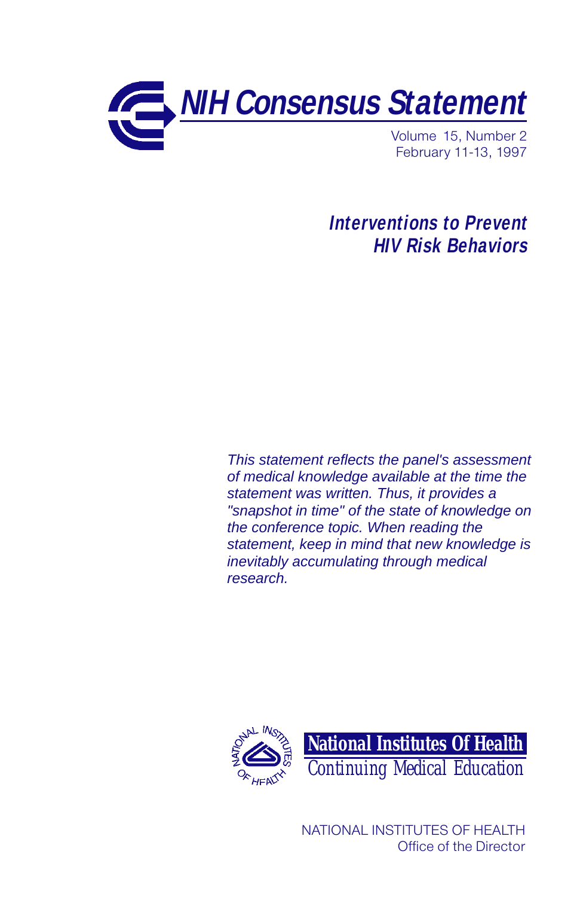# NIH Consensus Statement

Volume 15, Number 2
February 11-13, 1997

## *Interventions to Prevent HIV Risk Behaviors*

*This statement reflects the panel's assessment of medical knowledge available at the time the statement was written. Thus, it provides a "snapshot in time" of the state of knowledge on the conference topic. When reading the statement, keep in mind that new knowledge is inevitably accumulating through medical research.*

**National Institutes Of Health**
Continuing Medical Education

NATIONAL INSTITUTES OF HEALTH
Office of the Director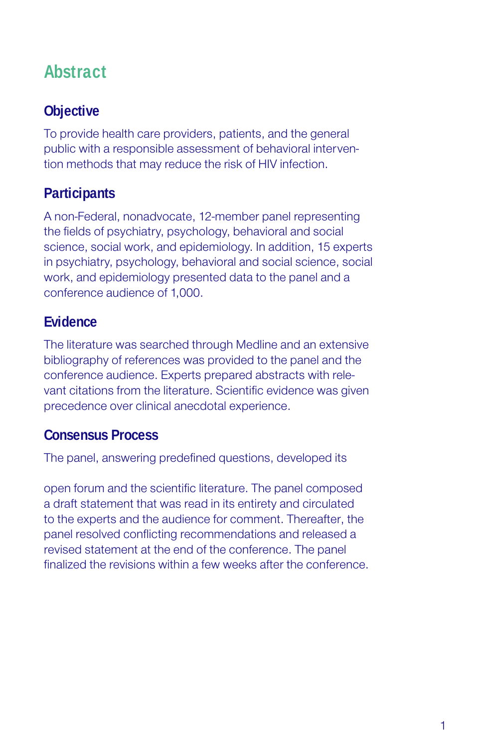# Abstract

## Objective

To provide health care providers, patients, and the general public with a responsible assessment of behavioral intervention methods that may reduce the risk of HIV infection.

## Participants

A non-Federal, nonadvocate, 12-member panel representing the fields of psychiatry, psychology, behavioral and social science, social work, and epidemiology. In addition, 15 experts in psychiatry, psychology, behavioral and social science, social work, and epidemiology presented data to the panel and a conference audience of 1,000.

## Evidence

The literature was searched through Medline and an extensive bibliography of references was provided to the panel and the conference audience. Experts prepared abstracts with relevant citations from the literature. Scientific evidence was given precedence over clinical anecdotal experience.

## Consensus Process

The panel, answering predefined questions, developed its

open forum and the scientific literature. The panel composed a draft statement that was read in its entirety and circulated to the experts and the audience for comment. Thereafter, the panel resolved conflicting recommendations and released a revised statement at the end of the conference. The panel finalized the revisions within a few weeks after the conference.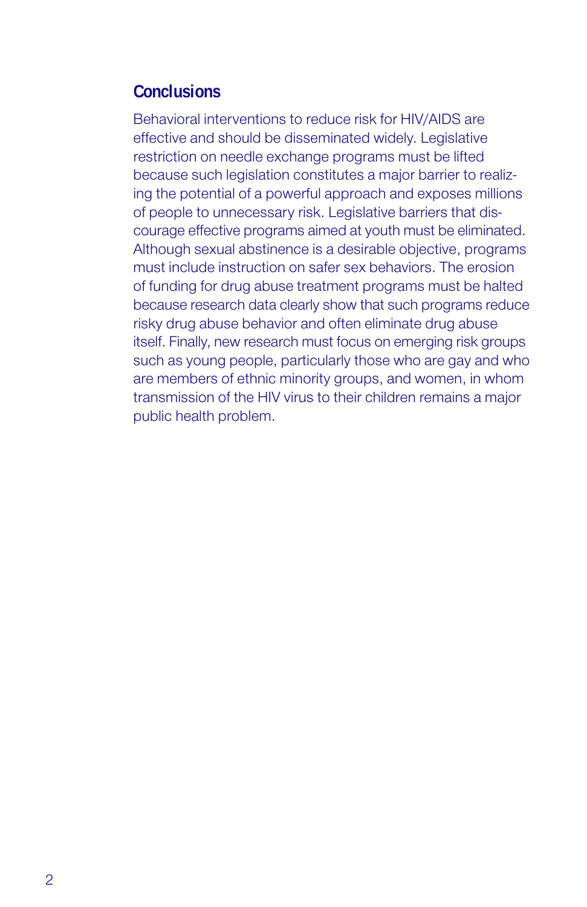## Conclusions

Behavioral interventions to reduce risk for HIV/AIDS are effective and should be disseminated widely. Legislative restriction on needle exchange programs must be lifted because such legislation constitutes a major barrier to realizing the potential of a powerful approach and exposes millions of people to unnecessary risk. Legislative barriers that discourage effective programs aimed at youth must be eliminated. Although sexual abstinence is a desirable objective, programs must include instruction on safer sex behaviors. The erosion of funding for drug abuse treatment programs must be halted because research data clearly show that such programs reduce risky drug abuse behavior and often eliminate drug abuse itself. Finally, new research must focus on emerging risk groups such as young people, particularly those who are gay and who are members of ethnic minority groups, and women, in whom transmission of the HIV virus to their children remains a major public health problem.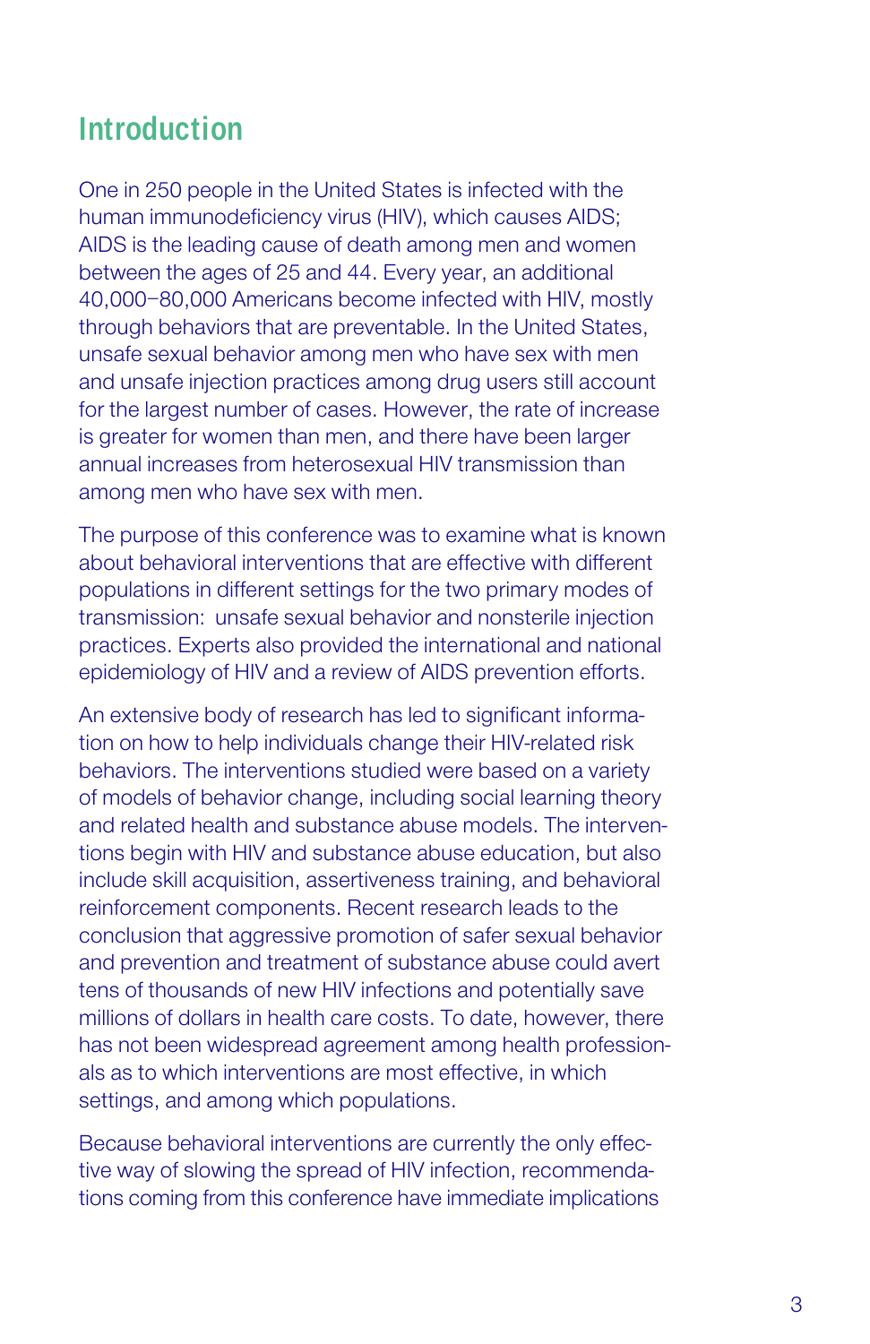## Introduction

One in 250 people in the United States is infected with the human immunodeficiency virus (HIV), which causes AIDS; AIDS is the leading cause of death among men and women between the ages of 25 and 44. Every year, an additional 40,000–80,000 Americans become infected with HIV, mostly through behaviors that are preventable. In the United States, unsafe sexual behavior among men who have sex with men and unsafe injection practices among drug users still account for the largest number of cases. However, the rate of increase is greater for women than men, and there have been larger annual increases from heterosexual HIV transmission than among men who have sex with men.

The purpose of this conference was to examine what is known about behavioral interventions that are effective with different populations in different settings for the two primary modes of transmission: unsafe sexual behavior and nonsterile injection practices. Experts also provided the international and national epidemiology of HIV and a review of AIDS prevention efforts.

An extensive body of research has led to significant information on how to help individuals change their HIV-related risk behaviors. The interventions studied were based on a variety of models of behavior change, including social learning theory and related health and substance abuse models. The interventions begin with HIV and substance abuse education, but also include skill acquisition, assertiveness training, and behavioral reinforcement components. Recent research leads to the conclusion that aggressive promotion of safer sexual behavior and prevention and treatment of substance abuse could avert tens of thousands of new HIV infections and potentially save millions of dollars in health care costs. To date, however, there has not been widespread agreement among health professionals as to which interventions are most effective, in which settings, and among which populations.

Because behavioral interventions are currently the only effective way of slowing the spread of HIV infection, recommendations coming from this conference have immediate implications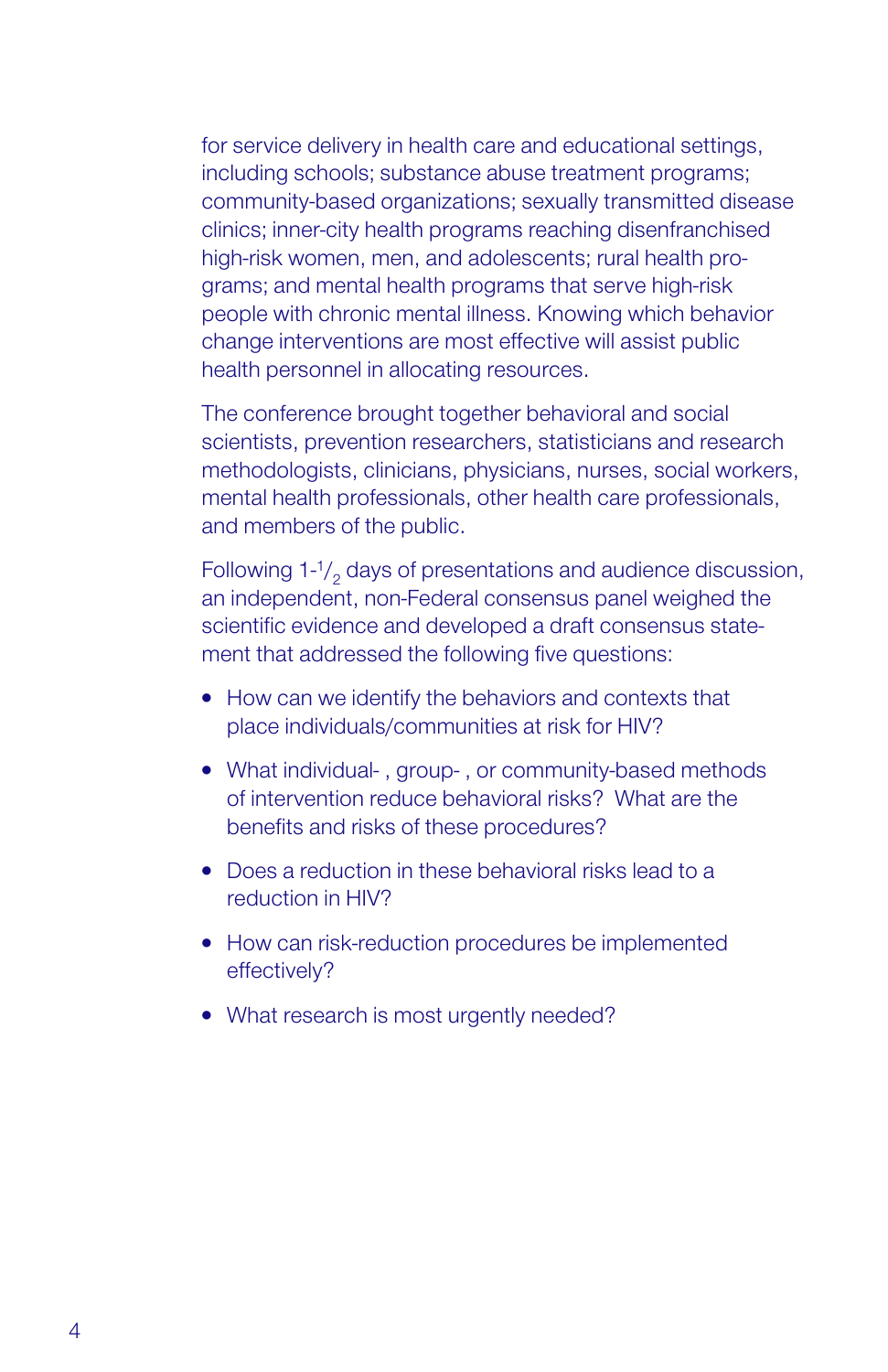for service delivery in health care and educational settings, including schools; substance abuse treatment programs; community-based organizations; sexually transmitted disease clinics; inner-city health programs reaching disenfranchised high-risk women, men, and adolescents; rural health programs; and mental health programs that serve high-risk people with chronic mental illness. Knowing which behavior change interventions are most effective will assist public health personnel in allocating resources.

The conference brought together behavioral and social scientists, prevention researchers, statisticians and research methodologists, clinicians, physicians, nurses, social workers, mental health professionals, other health care professionals, and members of the public.

Following 1-$^{1}/_{2}$ days of presentations and audience discussion, an independent, non-Federal consensus panel weighed the scientific evidence and developed a draft consensus statement that addressed the following five questions:

- How can we identify the behaviors and contexts that place individuals/communities at risk for HIV?
- What individual- , group- , or community-based methods of intervention reduce behavioral risks? What are the benefits and risks of these procedures?
- Does a reduction in these behavioral risks lead to a reduction in HIV?
- How can risk-reduction procedures be implemented effectively?
- What research is most urgently needed?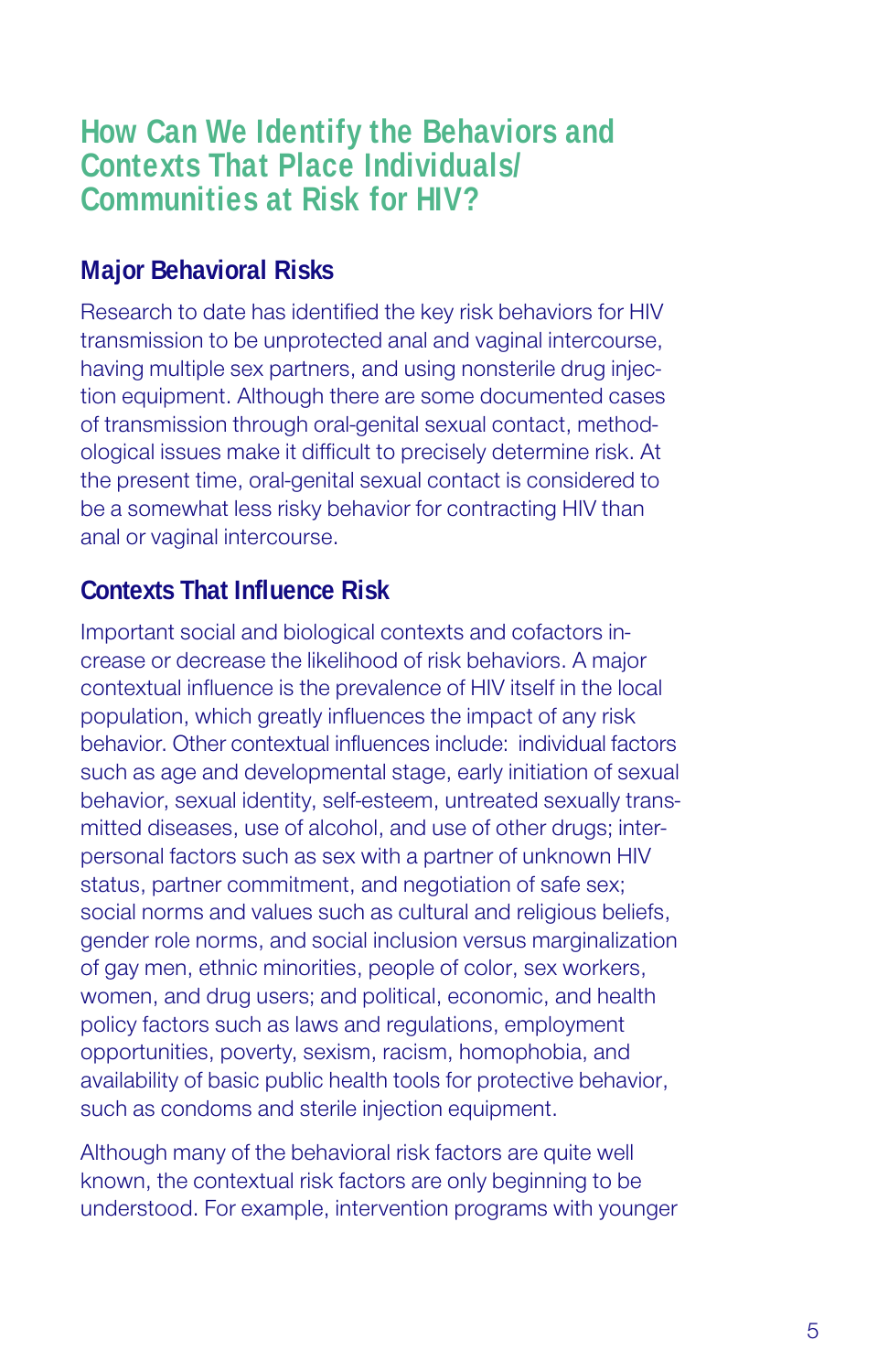## How Can We Identify the Behaviors and Contexts That Place Individuals/ Communities at Risk for HIV?

### Major Behavioral Risks

Research to date has identified the key risk behaviors for HIV transmission to be unprotected anal and vaginal intercourse, having multiple sex partners, and using nonsterile drug injection equipment. Although there are some documented cases of transmission through oral-genital sexual contact, methodological issues make it difficult to precisely determine risk. At the present time, oral-genital sexual contact is considered to be a somewhat less risky behavior for contracting HIV than anal or vaginal intercourse.

### Contexts That Influence Risk

Important social and biological contexts and cofactors increase or decrease the likelihood of risk behaviors. A major contextual influence is the prevalence of HIV itself in the local population, which greatly influences the impact of any risk behavior. Other contextual influences include: individual factors such as age and developmental stage, early initiation of sexual behavior, sexual identity, self-esteem, untreated sexually transmitted diseases, use of alcohol, and use of other drugs; interpersonal factors such as sex with a partner of unknown HIV status, partner commitment, and negotiation of safe sex; social norms and values such as cultural and religious beliefs, gender role norms, and social inclusion versus marginalization of gay men, ethnic minorities, people of color, sex workers, women, and drug users; and political, economic, and health policy factors such as laws and regulations, employment opportunities, poverty, sexism, racism, homophobia, and availability of basic public health tools for protective behavior, such as condoms and sterile injection equipment.

Although many of the behavioral risk factors are quite well known, the contextual risk factors are only beginning to be understood. For example, intervention programs with younger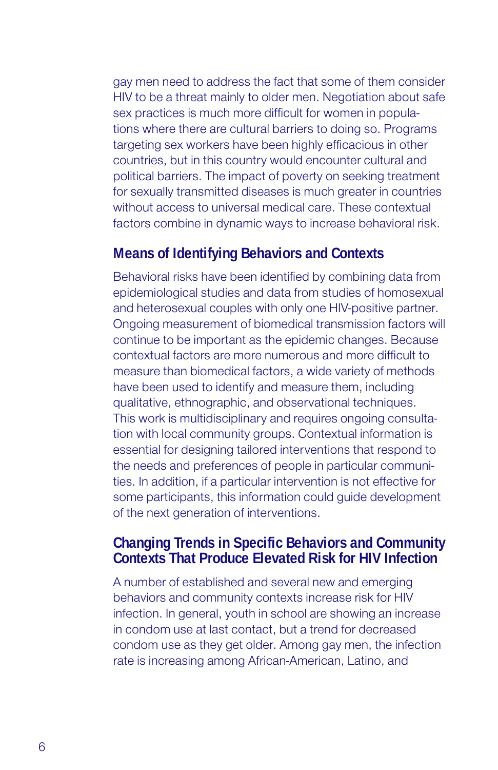gay men need to address the fact that some of them consider HIV to be a threat mainly to older men. Negotiation about safe sex practices is much more difficult for women in populations where there are cultural barriers to doing so. Programs targeting sex workers have been highly efficacious in other countries, but in this country would encounter cultural and political barriers. The impact of poverty on seeking treatment for sexually transmitted diseases is much greater in countries without access to universal medical care. These contextual factors combine in dynamic ways to increase behavioral risk.

## Means of Identifying Behaviors and Contexts

Behavioral risks have been identified by combining data from epidemiological studies and data from studies of homosexual and heterosexual couples with only one HIV-positive partner. Ongoing measurement of biomedical transmission factors will continue to be important as the epidemic changes. Because contextual factors are more numerous and more difficult to measure than biomedical factors, a wide variety of methods have been used to identify and measure them, including qualitative, ethnographic, and observational techniques. This work is multidisciplinary and requires ongoing consultation with local community groups. Contextual information is essential for designing tailored interventions that respond to the needs and preferences of people in particular communities. In addition, if a particular intervention is not effective for some participants, this information could guide development of the next generation of interventions.

## Changing Trends in Specific Behaviors and Community Contexts That Produce Elevated Risk for HIV Infection

A number of established and several new and emerging behaviors and community contexts increase risk for HIV infection. In general, youth in school are showing an increase in condom use at last contact, but a trend for decreased condom use as they get older. Among gay men, the infection rate is increasing among African-American, Latino, and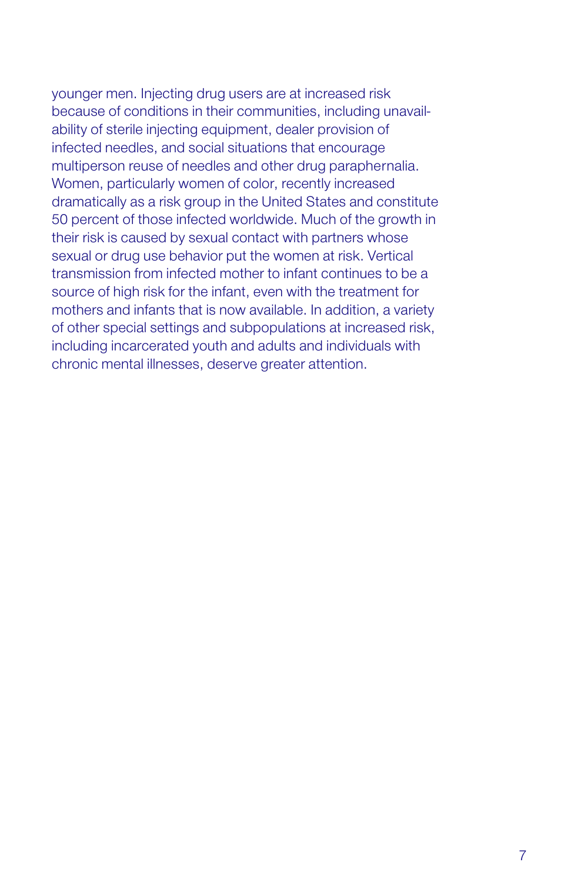younger men. Injecting drug users are at increased risk because of conditions in their communities, including unavailability of sterile injecting equipment, dealer provision of infected needles, and social situations that encourage multiperson reuse of needles and other drug paraphernalia. Women, particularly women of color, recently increased dramatically as a risk group in the United States and constitute 50 percent of those infected worldwide. Much of the growth in their risk is caused by sexual contact with partners whose sexual or drug use behavior put the women at risk. Vertical transmission from infected mother to infant continues to be a source of high risk for the infant, even with the treatment for mothers and infants that is now available. In addition, a variety of other special settings and subpopulations at increased risk, including incarcerated youth and adults and individuals with chronic mental illnesses, deserve greater attention.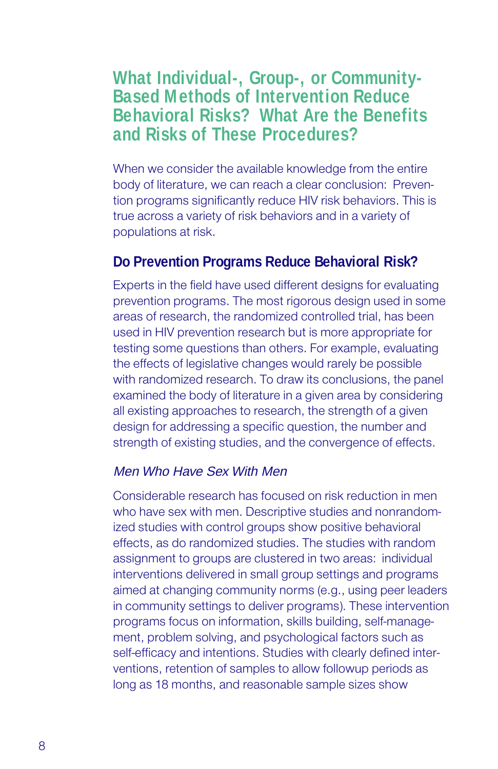## What Individual-, Group-, or Community-Based Methods of Intervention Reduce Behavioral Risks? What Are the Benefits and Risks of These Procedures?

When we consider the available knowledge from the entire body of literature, we can reach a clear conclusion: Prevention programs significantly reduce HIV risk behaviors. This is true across a variety of risk behaviors and in a variety of populations at risk.

### Do Prevention Programs Reduce Behavioral Risk?

Experts in the field have used different designs for evaluating prevention programs. The most rigorous design used in some areas of research, the randomized controlled trial, has been used in HIV prevention research but is more appropriate for testing some questions than others. For example, evaluating the effects of legislative changes would rarely be possible with randomized research. To draw its conclusions, the panel examined the body of literature in a given area by considering all existing approaches to research, the strength of a given design for addressing a specific question, the number and strength of existing studies, and the convergence of effects.

#### *Men Who Have Sex With Men*

Considerable research has focused on risk reduction in men who have sex with men. Descriptive studies and nonrandomized studies with control groups show positive behavioral effects, as do randomized studies. The studies with random assignment to groups are clustered in two areas: individual interventions delivered in small group settings and programs aimed at changing community norms (e.g., using peer leaders in community settings to deliver programs). These intervention programs focus on information, skills building, self-management, problem solving, and psychological factors such as self-efficacy and intentions. Studies with clearly defined interventions, retention of samples to allow followup periods as long as 18 months, and reasonable sample sizes show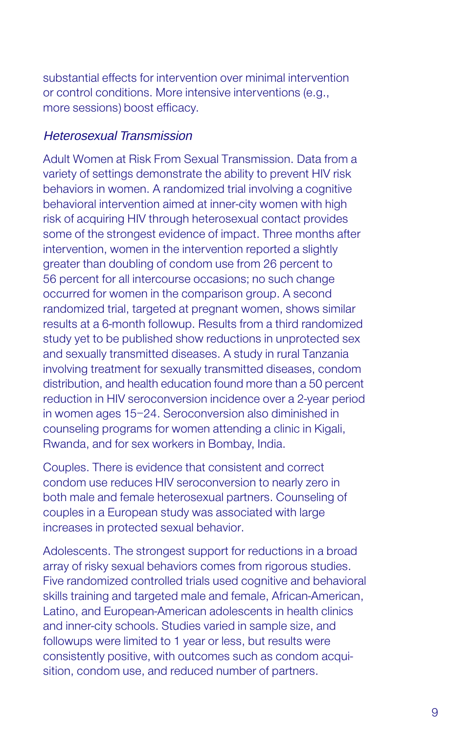substantial effects for intervention over minimal intervention or control conditions. More intensive interventions (e.g., more sessions) boost efficacy.

### *Heterosexual Transmission*

Adult Women at Risk From Sexual Transmission. Data from a variety of settings demonstrate the ability to prevent HIV risk behaviors in women. A randomized trial involving a cognitive behavioral intervention aimed at inner-city women with high risk of acquiring HIV through heterosexual contact provides some of the strongest evidence of impact. Three months after intervention, women in the intervention reported a slightly greater than doubling of condom use from 26 percent to 56 percent for all intercourse occasions; no such change occurred for women in the comparison group. A second randomized trial, targeted at pregnant women, shows similar results at a 6-month followup. Results from a third randomized study yet to be published show reductions in unprotected sex and sexually transmitted diseases. A study in rural Tanzania involving treatment for sexually transmitted diseases, condom distribution, and health education found more than a 50 percent reduction in HIV seroconversion incidence over a 2-year period in women ages 15–24. Seroconversion also diminished in counseling programs for women attending a clinic in Kigali, Rwanda, and for sex workers in Bombay, India.

Couples. There is evidence that consistent and correct condom use reduces HIV seroconversion to nearly zero in both male and female heterosexual partners. Counseling of couples in a European study was associated with large increases in protected sexual behavior.

Adolescents. The strongest support for reductions in a broad array of risky sexual behaviors comes from rigorous studies. Five randomized controlled trials used cognitive and behavioral skills training and targeted male and female, African-American, Latino, and European-American adolescents in health clinics and inner-city schools. Studies varied in sample size, and followups were limited to 1 year or less, but results were consistently positive, with outcomes such as condom acquisition, condom use, and reduced number of partners.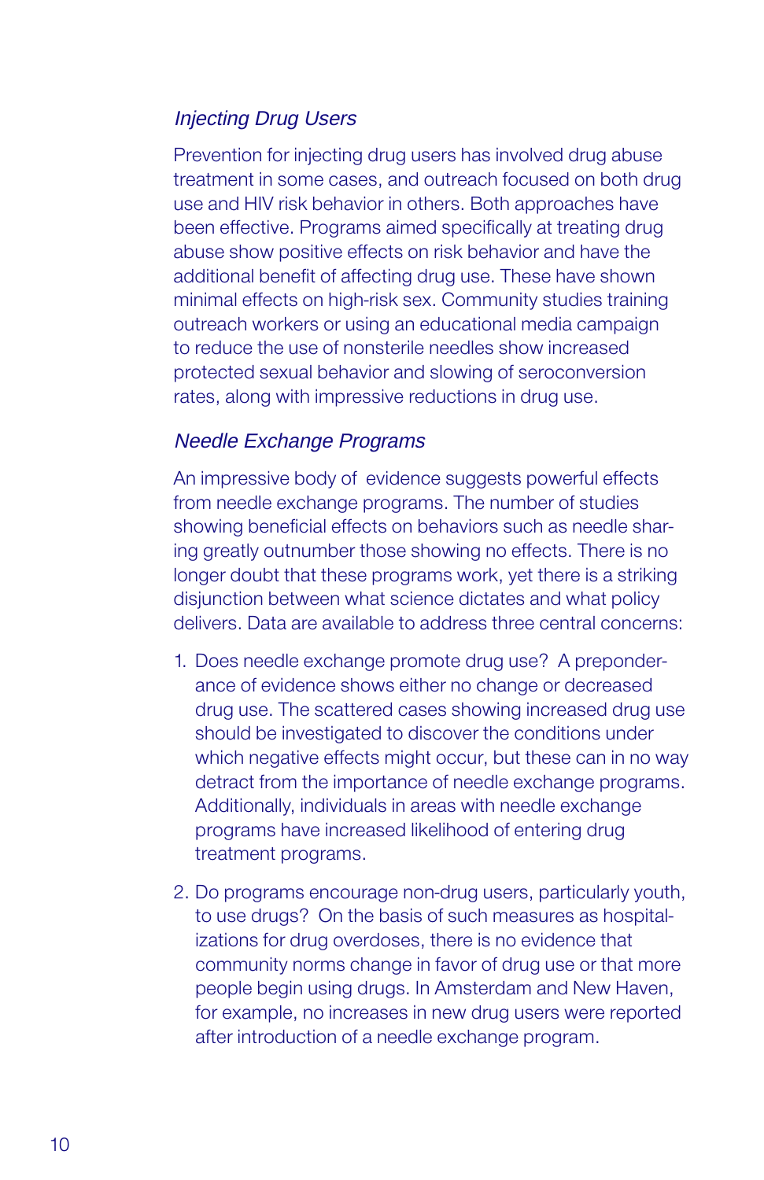*Injecting Drug Users*

Prevention for injecting drug users has involved drug abuse treatment in some cases, and outreach focused on both drug use and HIV risk behavior in others. Both approaches have been effective. Programs aimed specifically at treating drug abuse show positive effects on risk behavior and have the additional benefit of affecting drug use. These have shown minimal effects on high-risk sex. Community studies training outreach workers or using an educational media campaign to reduce the use of nonsterile needles show increased protected sexual behavior and slowing of seroconversion rates, along with impressive reductions in drug use.

*Needle Exchange Programs*

An impressive body of evidence suggests powerful effects from needle exchange programs. The number of studies showing beneficial effects on behaviors such as needle sharing greatly outnumber those showing no effects. There is no longer doubt that these programs work, yet there is a striking disjunction between what science dictates and what policy delivers. Data are available to address three central concerns:

1. Does needle exchange promote drug use? A preponderance of evidence shows either no change or decreased drug use. The scattered cases showing increased drug use should be investigated to discover the conditions under which negative effects might occur, but these can in no way detract from the importance of needle exchange programs. Additionally, individuals in areas with needle exchange programs have increased likelihood of entering drug treatment programs.

2. Do programs encourage non-drug users, particularly youth, to use drugs? On the basis of such measures as hospitalizations for drug overdoses, there is no evidence that community norms change in favor of drug use or that more people begin using drugs. In Amsterdam and New Haven, for example, no increases in new drug users were reported after introduction of a needle exchange program.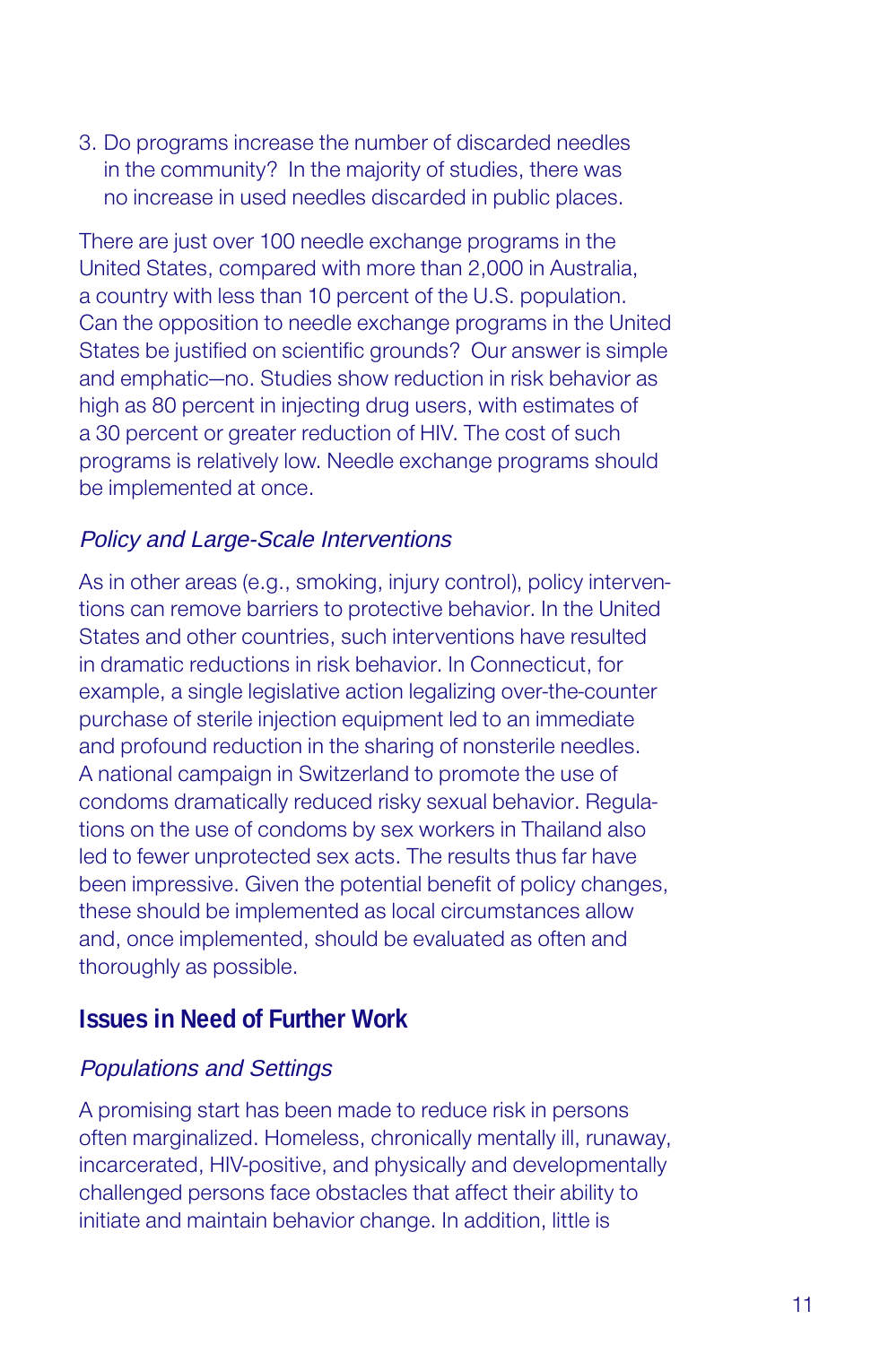3. Do programs increase the number of discarded needles in the community? In the majority of studies, there was no increase in used needles discarded in public places.

There are just over 100 needle exchange programs in the United States, compared with more than 2,000 in Australia, a country with less than 10 percent of the U.S. population. Can the opposition to needle exchange programs in the United States be justified on scientific grounds? Our answer is simple and emphatic—no. Studies show reduction in risk behavior as high as 80 percent in injecting drug users, with estimates of a 30 percent or greater reduction of HIV. The cost of such programs is relatively low. Needle exchange programs should be implemented at once.

### *Policy and Large-Scale Interventions*

As in other areas (e.g., smoking, injury control), policy interventions can remove barriers to protective behavior. In the United States and other countries, such interventions have resulted in dramatic reductions in risk behavior. In Connecticut, for example, a single legislative action legalizing over-the-counter purchase of sterile injection equipment led to an immediate and profound reduction in the sharing of nonsterile needles. A national campaign in Switzerland to promote the use of condoms dramatically reduced risky sexual behavior. Regulations on the use of condoms by sex workers in Thailand also led to fewer unprotected sex acts. The results thus far have been impressive. Given the potential benefit of policy changes, these should be implemented as local circumstances allow and, once implemented, should be evaluated as often and thoroughly as possible.

## Issues in Need of Further Work

### *Populations and Settings*

A promising start has been made to reduce risk in persons often marginalized. Homeless, chronically mentally ill, runaway, incarcerated, HIV-positive, and physically and developmentally challenged persons face obstacles that affect their ability to initiate and maintain behavior change. In addition, little is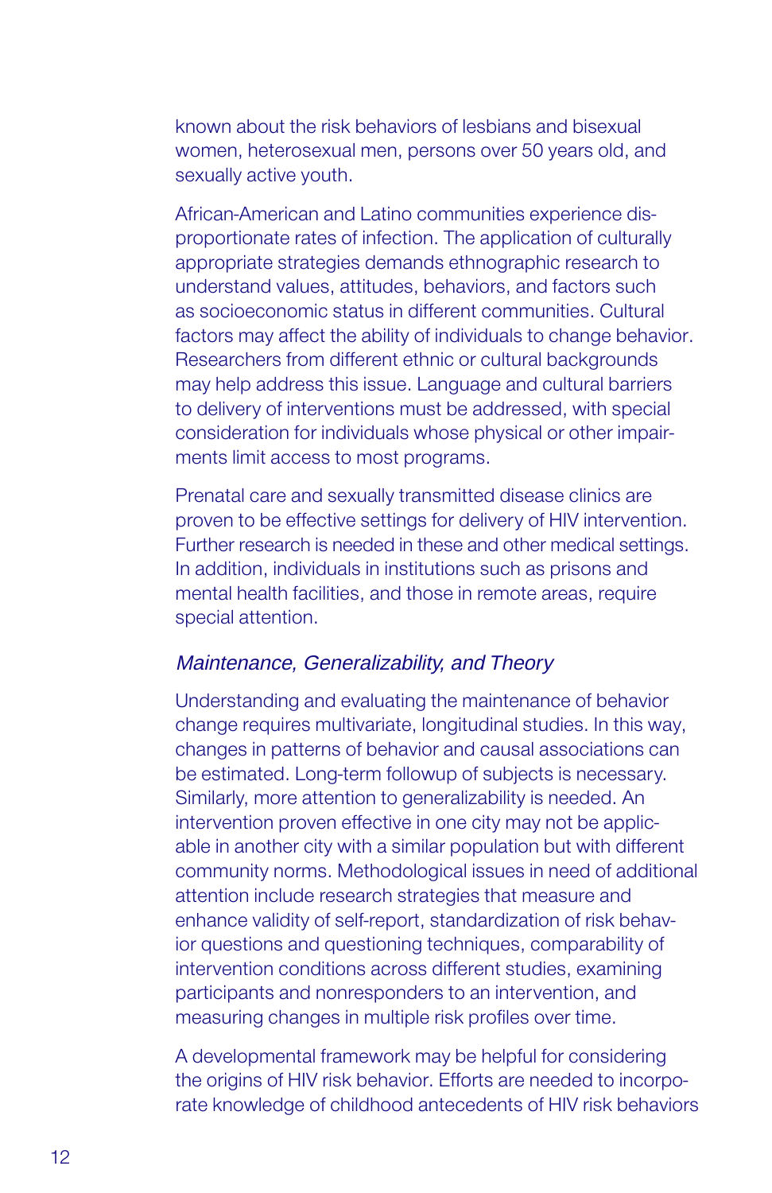known about the risk behaviors of lesbians and bisexual women, heterosexual men, persons over 50 years old, and sexually active youth.

African-American and Latino communities experience disproportionate rates of infection. The application of culturally appropriate strategies demands ethnographic research to understand values, attitudes, behaviors, and factors such as socioeconomic status in different communities. Cultural factors may affect the ability of individuals to change behavior. Researchers from different ethnic or cultural backgrounds may help address this issue. Language and cultural barriers to delivery of interventions must be addressed, with special consideration for individuals whose physical or other impairments limit access to most programs.

Prenatal care and sexually transmitted disease clinics are proven to be effective settings for delivery of HIV intervention. Further research is needed in these and other medical settings. In addition, individuals in institutions such as prisons and mental health facilities, and those in remote areas, require special attention.

### *Maintenance, Generalizability, and Theory*

Understanding and evaluating the maintenance of behavior change requires multivariate, longitudinal studies. In this way, changes in patterns of behavior and causal associations can be estimated. Long-term followup of subjects is necessary. Similarly, more attention to generalizability is needed. An intervention proven effective in one city may not be applicable in another city with a similar population but with different community norms. Methodological issues in need of additional attention include research strategies that measure and enhance validity of self-report, standardization of risk behavior questions and questioning techniques, comparability of intervention conditions across different studies, examining participants and nonresponders to an intervention, and measuring changes in multiple risk profiles over time.

A developmental framework may be helpful for considering the origins of HIV risk behavior. Efforts are needed to incorporate knowledge of childhood antecedents of HIV risk behaviors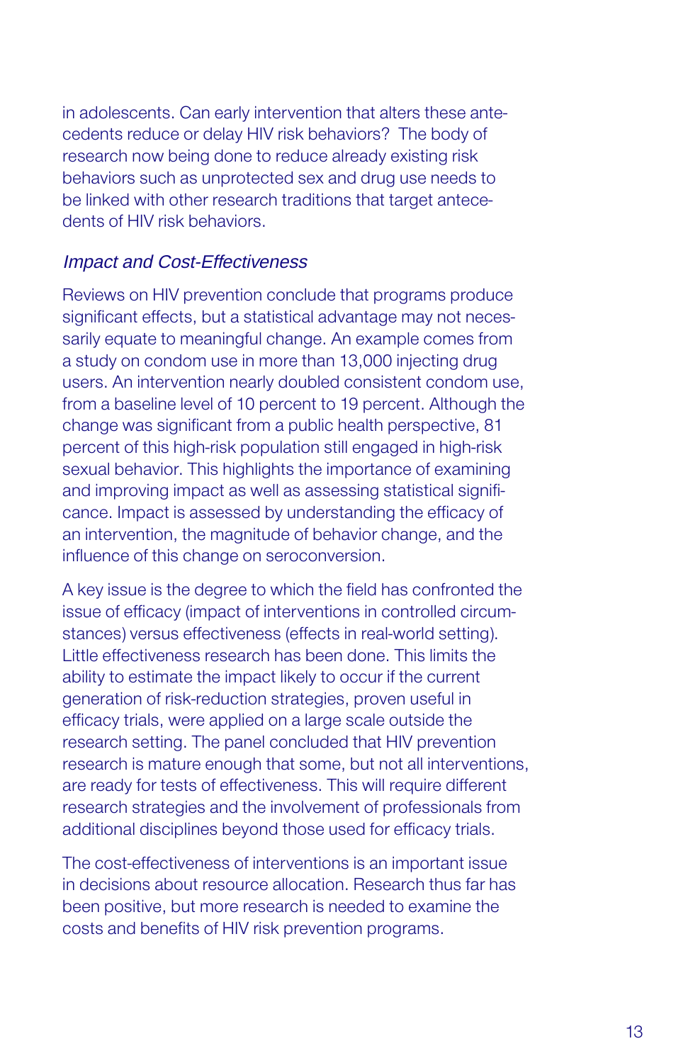in adolescents. Can early intervention that alters these antecedents reduce or delay HIV risk behaviors? The body of research now being done to reduce already existing risk behaviors such as unprotected sex and drug use needs to be linked with other research traditions that target antecedents of HIV risk behaviors.

### *Impact and Cost-Effectiveness*

Reviews on HIV prevention conclude that programs produce significant effects, but a statistical advantage may not necessarily equate to meaningful change. An example comes from a study on condom use in more than 13,000 injecting drug users. An intervention nearly doubled consistent condom use, from a baseline level of 10 percent to 19 percent. Although the change was significant from a public health perspective, 81 percent of this high-risk population still engaged in high-risk sexual behavior. This highlights the importance of examining and improving impact as well as assessing statistical significance. Impact is assessed by understanding the efficacy of an intervention, the magnitude of behavior change, and the influence of this change on seroconversion.

A key issue is the degree to which the field has confronted the issue of efficacy (impact of interventions in controlled circumstances) versus effectiveness (effects in real-world setting). Little effectiveness research has been done. This limits the ability to estimate the impact likely to occur if the current generation of risk-reduction strategies, proven useful in efficacy trials, were applied on a large scale outside the research setting. The panel concluded that HIV prevention research is mature enough that some, but not all interventions, are ready for tests of effectiveness. This will require different research strategies and the involvement of professionals from additional disciplines beyond those used for efficacy trials.

The cost-effectiveness of interventions is an important issue in decisions about resource allocation. Research thus far has been positive, but more research is needed to examine the costs and benefits of HIV risk prevention programs.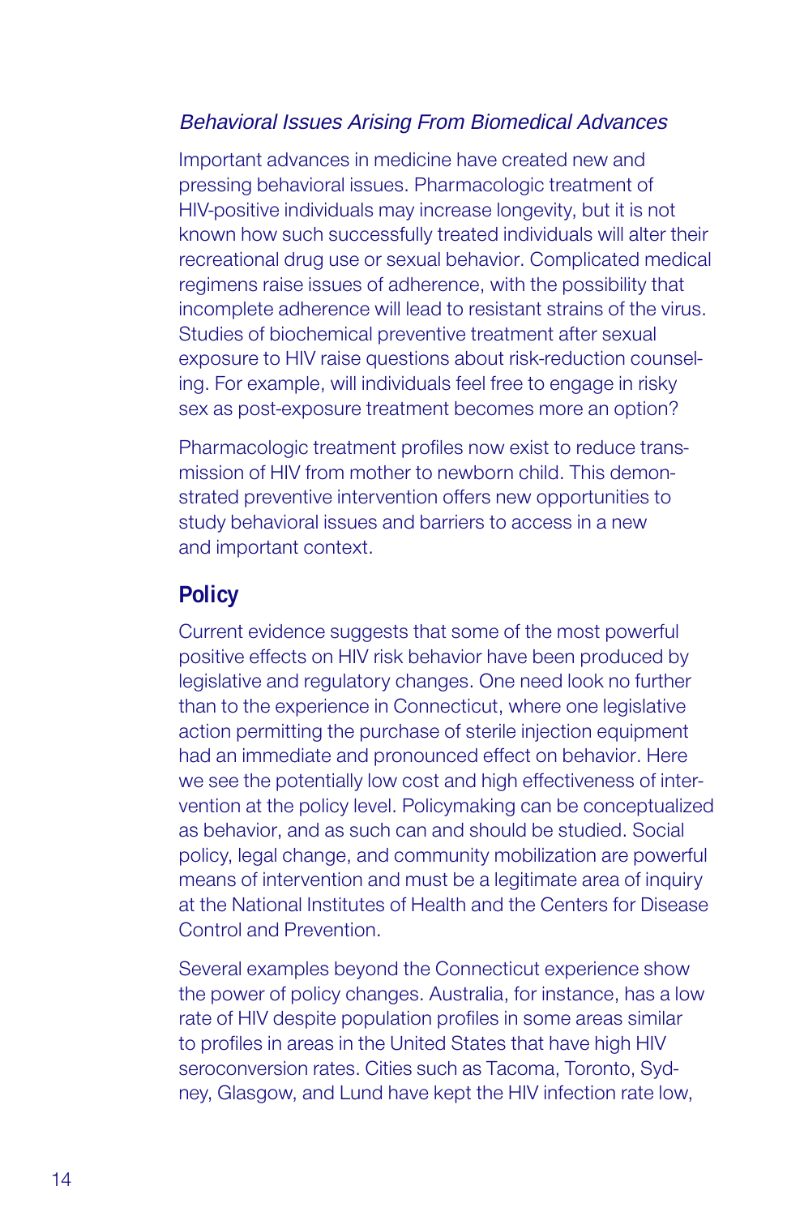*Behavioral Issues Arising From Biomedical Advances*

Important advances in medicine have created new and pressing behavioral issues. Pharmacologic treatment of HIV-positive individuals may increase longevity, but it is not known how such successfully treated individuals will alter their recreational drug use or sexual behavior. Complicated medical regimens raise issues of adherence, with the possibility that incomplete adherence will lead to resistant strains of the virus. Studies of biochemical preventive treatment after sexual exposure to HIV raise questions about risk-reduction counseling. For example, will individuals feel free to engage in risky sex as post-exposure treatment becomes more an option?

Pharmacologic treatment profiles now exist to reduce transmission of HIV from mother to newborn child. This demonstrated preventive intervention offers new opportunities to study behavioral issues and barriers to access in a new and important context.

## Policy

Current evidence suggests that some of the most powerful positive effects on HIV risk behavior have been produced by legislative and regulatory changes. One need look no further than to the experience in Connecticut, where one legislative action permitting the purchase of sterile injection equipment had an immediate and pronounced effect on behavior. Here we see the potentially low cost and high effectiveness of intervention at the policy level. Policymaking can be conceptualized as behavior, and as such can and should be studied. Social policy, legal change, and community mobilization are powerful means of intervention and must be a legitimate area of inquiry at the National Institutes of Health and the Centers for Disease Control and Prevention.

Several examples beyond the Connecticut experience show the power of policy changes. Australia, for instance, has a low rate of HIV despite population profiles in some areas similar to profiles in areas in the United States that have high HIV seroconversion rates. Cities such as Tacoma, Toronto, Sydney, Glasgow, and Lund have kept the HIV infection rate low,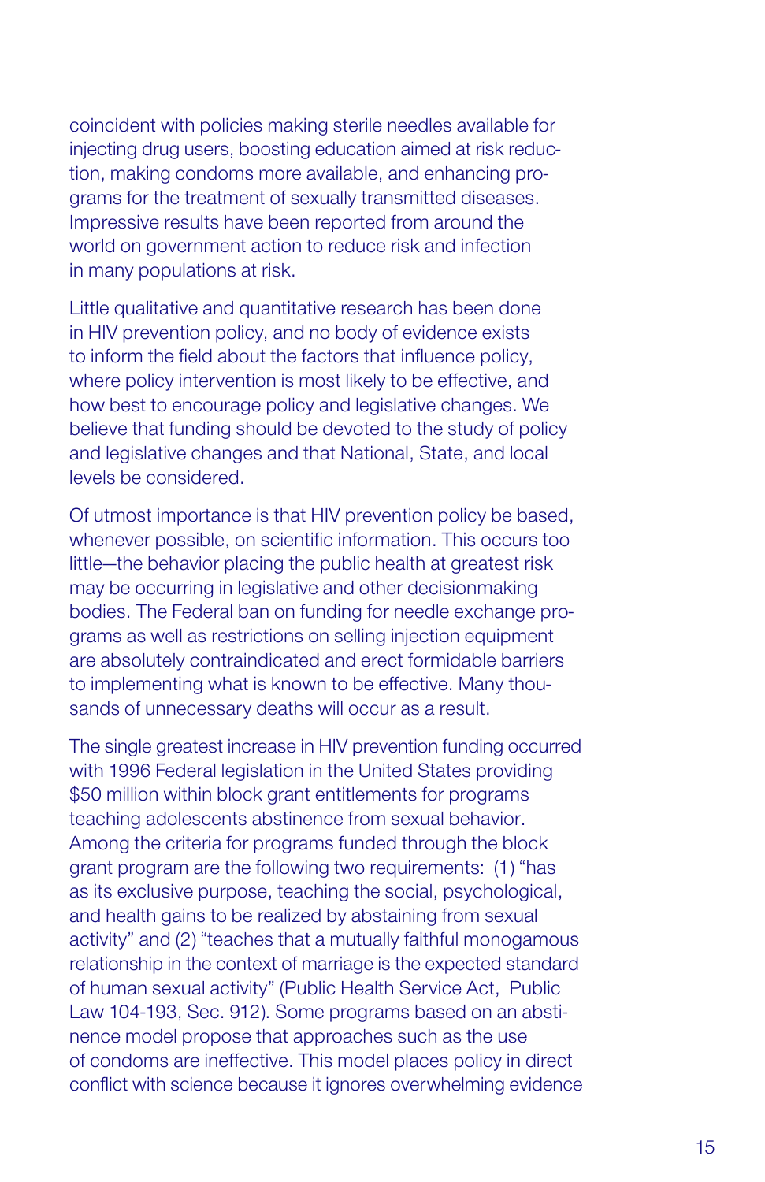coincident with policies making sterile needles available for injecting drug users, boosting education aimed at risk reduction, making condoms more available, and enhancing programs for the treatment of sexually transmitted diseases. Impressive results have been reported from around the world on government action to reduce risk and infection in many populations at risk.

Little qualitative and quantitative research has been done in HIV prevention policy, and no body of evidence exists to inform the field about the factors that influence policy, where policy intervention is most likely to be effective, and how best to encourage policy and legislative changes. We believe that funding should be devoted to the study of policy and legislative changes and that National, State, and local levels be considered.

Of utmost importance is that HIV prevention policy be based, whenever possible, on scientific information. This occurs too little—the behavior placing the public health at greatest risk may be occurring in legislative and other decisionmaking bodies. The Federal ban on funding for needle exchange programs as well as restrictions on selling injection equipment are absolutely contraindicated and erect formidable barriers to implementing what is known to be effective. Many thousands of unnecessary deaths will occur as a result.

The single greatest increase in HIV prevention funding occurred with 1996 Federal legislation in the United States providing $50 million within block grant entitlements for programs teaching adolescents abstinence from sexual behavior. Among the criteria for programs funded through the block grant program are the following two requirements: (1) "has as its exclusive purpose, teaching the social, psychological, and health gains to be realized by abstaining from sexual activity" and (2) "teaches that a mutually faithful monogamous relationship in the context of marriage is the expected standard of human sexual activity" (Public Health Service Act, Public Law 104-193, Sec. 912). Some programs based on an abstinence model propose that approaches such as the use of condoms are ineffective. This model places policy in direct conflict with science because it ignores overwhelming evidence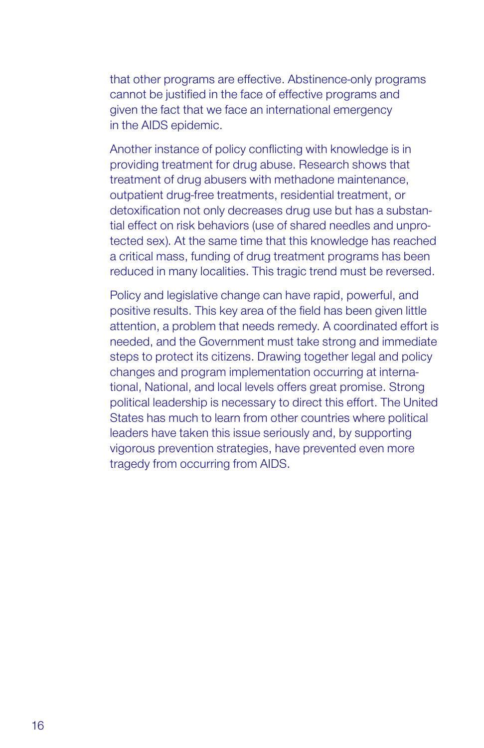that other programs are effective. Abstinence-only programs cannot be justified in the face of effective programs and given the fact that we face an international emergency in the AIDS epidemic.

Another instance of policy conflicting with knowledge is in providing treatment for drug abuse. Research shows that treatment of drug abusers with methadone maintenance, outpatient drug-free treatments, residential treatment, or detoxification not only decreases drug use but has a substantial effect on risk behaviors (use of shared needles and unprotected sex). At the same time that this knowledge has reached a critical mass, funding of drug treatment programs has been reduced in many localities. This tragic trend must be reversed.

Policy and legislative change can have rapid, powerful, and positive results. This key area of the field has been given little attention, a problem that needs remedy. A coordinated effort is needed, and the Government must take strong and immediate steps to protect its citizens. Drawing together legal and policy changes and program implementation occurring at international, National, and local levels offers great promise. Strong political leadership is necessary to direct this effort. The United States has much to learn from other countries where political leaders have taken this issue seriously and, by supporting vigorous prevention strategies, have prevented even more tragedy from occurring from AIDS.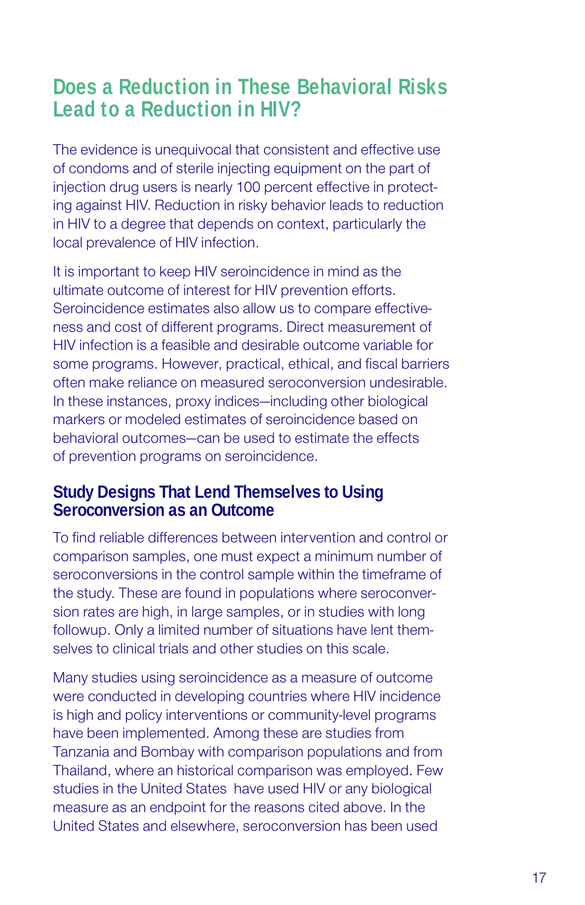## Does a Reduction in These Behavioral Risks Lead to a Reduction in HIV?

The evidence is unequivocal that consistent and effective use of condoms and of sterile injecting equipment on the part of injection drug users is nearly 100 percent effective in protecting against HIV. Reduction in risky behavior leads to reduction in HIV to a degree that depends on context, particularly the local prevalence of HIV infection.

It is important to keep HIV seroincidence in mind as the ultimate outcome of interest for HIV prevention efforts. Seroincidence estimates also allow us to compare effectiveness and cost of different programs. Direct measurement of HIV infection is a feasible and desirable outcome variable for some programs. However, practical, ethical, and fiscal barriers often make reliance on measured seroconversion undesirable. In these instances, proxy indices—including other biological markers or modeled estimates of seroincidence based on behavioral outcomes—can be used to estimate the effects of prevention programs on seroincidence.

### Study Designs That Lend Themselves to Using Seroconversion as an Outcome

To find reliable differences between intervention and control or comparison samples, one must expect a minimum number of seroconversions in the control sample within the timeframe of the study. These are found in populations where seroconversion rates are high, in large samples, or in studies with long followup. Only a limited number of situations have lent themselves to clinical trials and other studies on this scale.

Many studies using seroincidence as a measure of outcome were conducted in developing countries where HIV incidence is high and policy interventions or community-level programs have been implemented. Among these are studies from Tanzania and Bombay with comparison populations and from Thailand, where an historical comparison was employed. Few studies in the United States have used HIV or any biological measure as an endpoint for the reasons cited above. In the United States and elsewhere, seroconversion has been used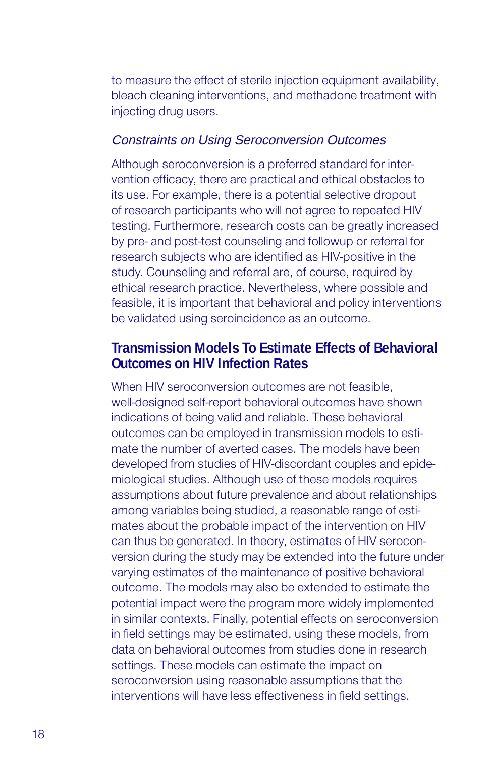to measure the effect of sterile injection equipment availability, bleach cleaning interventions, and methadone treatment with injecting drug users.

### *Constraints on Using Seroconversion Outcomes*

Although seroconversion is a preferred standard for intervention efficacy, there are practical and ethical obstacles to its use. For example, there is a potential selective dropout of research participants who will not agree to repeated HIV testing. Furthermore, research costs can be greatly increased by pre- and post-test counseling and followup or referral for research subjects who are identified as HIV-positive in the study. Counseling and referral are, of course, required by ethical research practice. Nevertheless, where possible and feasible, it is important that behavioral and policy interventions be validated using seroincidence as an outcome.

## Transmission Models To Estimate Effects of Behavioral Outcomes on HIV Infection Rates

When HIV seroconversion outcomes are not feasible, well-designed self-report behavioral outcomes have shown indications of being valid and reliable. These behavioral outcomes can be employed in transmission models to estimate the number of averted cases. The models have been developed from studies of HIV-discordant couples and epidemiological studies. Although use of these models requires assumptions about future prevalence and about relationships among variables being studied, a reasonable range of estimates about the probable impact of the intervention on HIV can thus be generated. In theory, estimates of HIV seroconversion during the study may be extended into the future under varying estimates of the maintenance of positive behavioral outcome. The models may also be extended to estimate the potential impact were the program more widely implemented in similar contexts. Finally, potential effects on seroconversion in field settings may be estimated, using these models, from data on behavioral outcomes from studies done in research settings. These models can estimate the impact on seroconversion using reasonable assumptions that the interventions will have less effectiveness in field settings.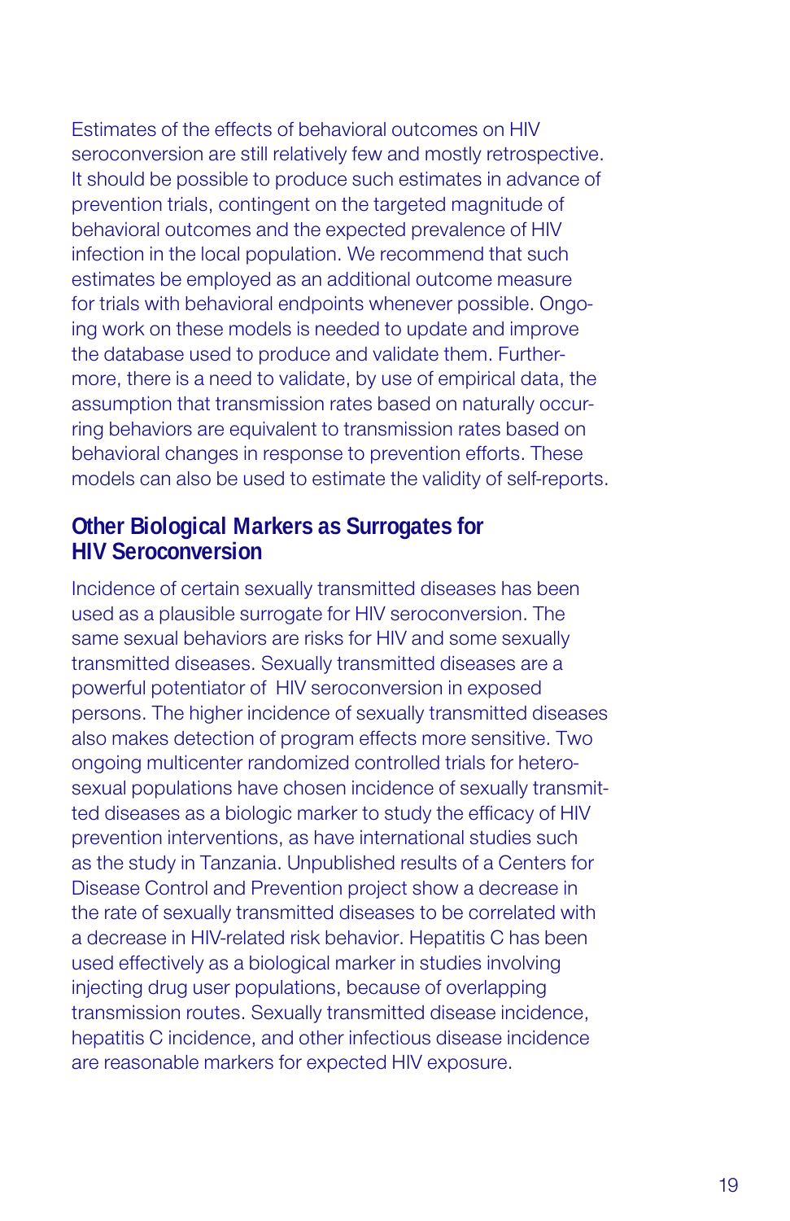Estimates of the effects of behavioral outcomes on HIV seroconversion are still relatively few and mostly retrospective. It should be possible to produce such estimates in advance of prevention trials, contingent on the targeted magnitude of behavioral outcomes and the expected prevalence of HIV infection in the local population. We recommend that such estimates be employed as an additional outcome measure for trials with behavioral endpoints whenever possible. Ongoing work on these models is needed to update and improve the database used to produce and validate them. Furthermore, there is a need to validate, by use of empirical data, the assumption that transmission rates based on naturally occurring behaviors are equivalent to transmission rates based on behavioral changes in response to prevention efforts. These models can also be used to estimate the validity of self-reports.

## Other Biological Markers as Surrogates for HIV Seroconversion

Incidence of certain sexually transmitted diseases has been used as a plausible surrogate for HIV seroconversion. The same sexual behaviors are risks for HIV and some sexually transmitted diseases. Sexually transmitted diseases are a powerful potentiator of HIV seroconversion in exposed persons. The higher incidence of sexually transmitted diseases also makes detection of program effects more sensitive. Two ongoing multicenter randomized controlled trials for heterosexual populations have chosen incidence of sexually transmitted diseases as a biologic marker to study the efficacy of HIV prevention interventions, as have international studies such as the study in Tanzania. Unpublished results of a Centers for Disease Control and Prevention project show a decrease in the rate of sexually transmitted diseases to be correlated with a decrease in HIV-related risk behavior. Hepatitis C has been used effectively as a biological marker in studies involving injecting drug user populations, because of overlapping transmission routes. Sexually transmitted disease incidence, hepatitis C incidence, and other infectious disease incidence are reasonable markers for expected HIV exposure.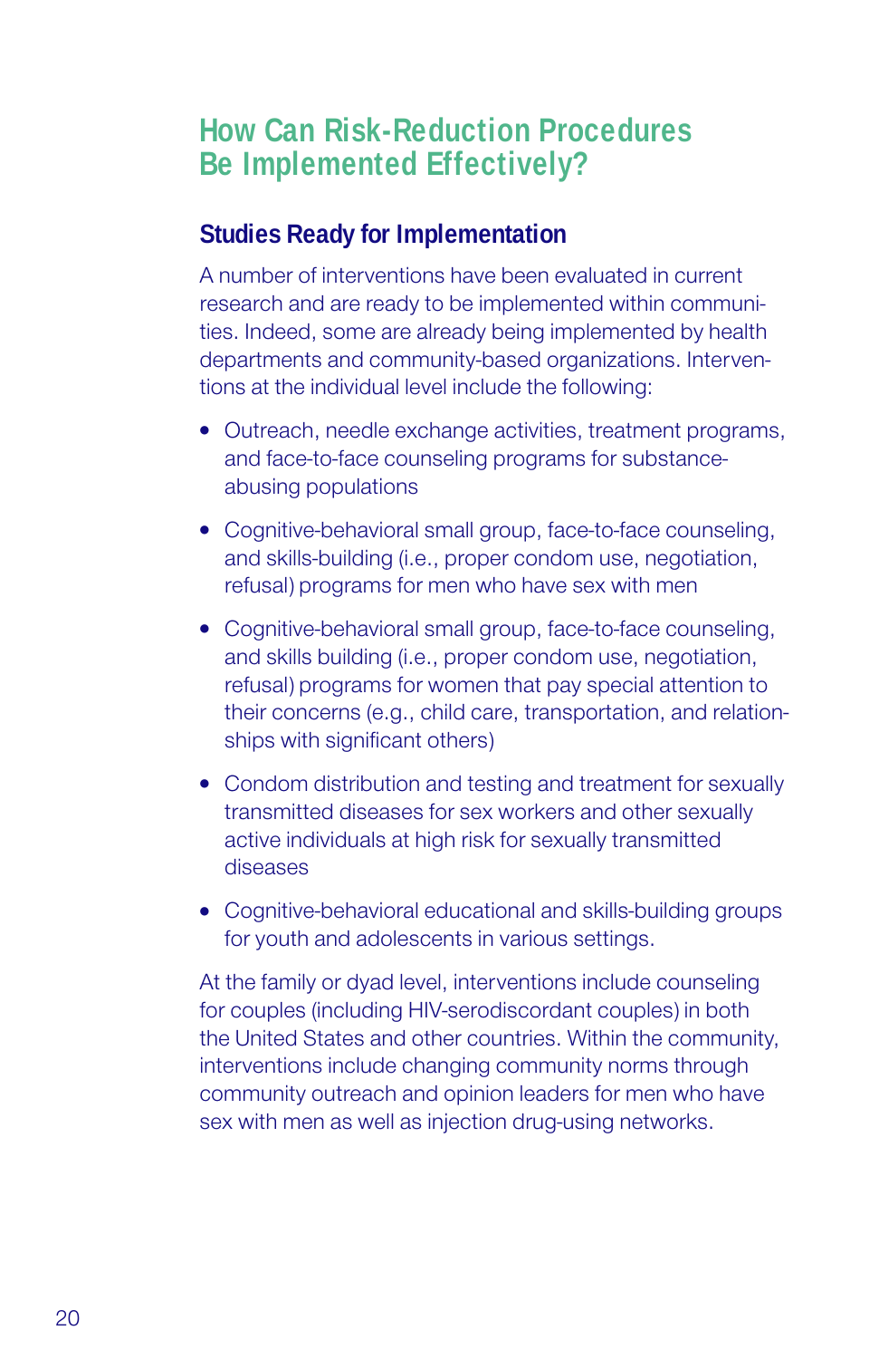## How Can Risk-Reduction Procedures Be Implemented Effectively?

### Studies Ready for Implementation

A number of interventions have been evaluated in current research and are ready to be implemented within communities. Indeed, some are already being implemented by health departments and community-based organizations. Interventions at the individual level include the following:

- Outreach, needle exchange activities, treatment programs, and face-to-face counseling programs for substance-abusing populations
- Cognitive-behavioral small group, face-to-face counseling, and skills-building (i.e., proper condom use, negotiation, refusal) programs for men who have sex with men
- Cognitive-behavioral small group, face-to-face counseling, and skills building (i.e., proper condom use, negotiation, refusal) programs for women that pay special attention to their concerns (e.g., child care, transportation, and relationships with significant others)
- Condom distribution and testing and treatment for sexually transmitted diseases for sex workers and other sexually active individuals at high risk for sexually transmitted diseases
- Cognitive-behavioral educational and skills-building groups for youth and adolescents in various settings.

At the family or dyad level, interventions include counseling for couples (including HIV-serodiscordant couples) in both the United States and other countries. Within the community, interventions include changing community norms through community outreach and opinion leaders for men who have sex with men as well as injection drug-using networks.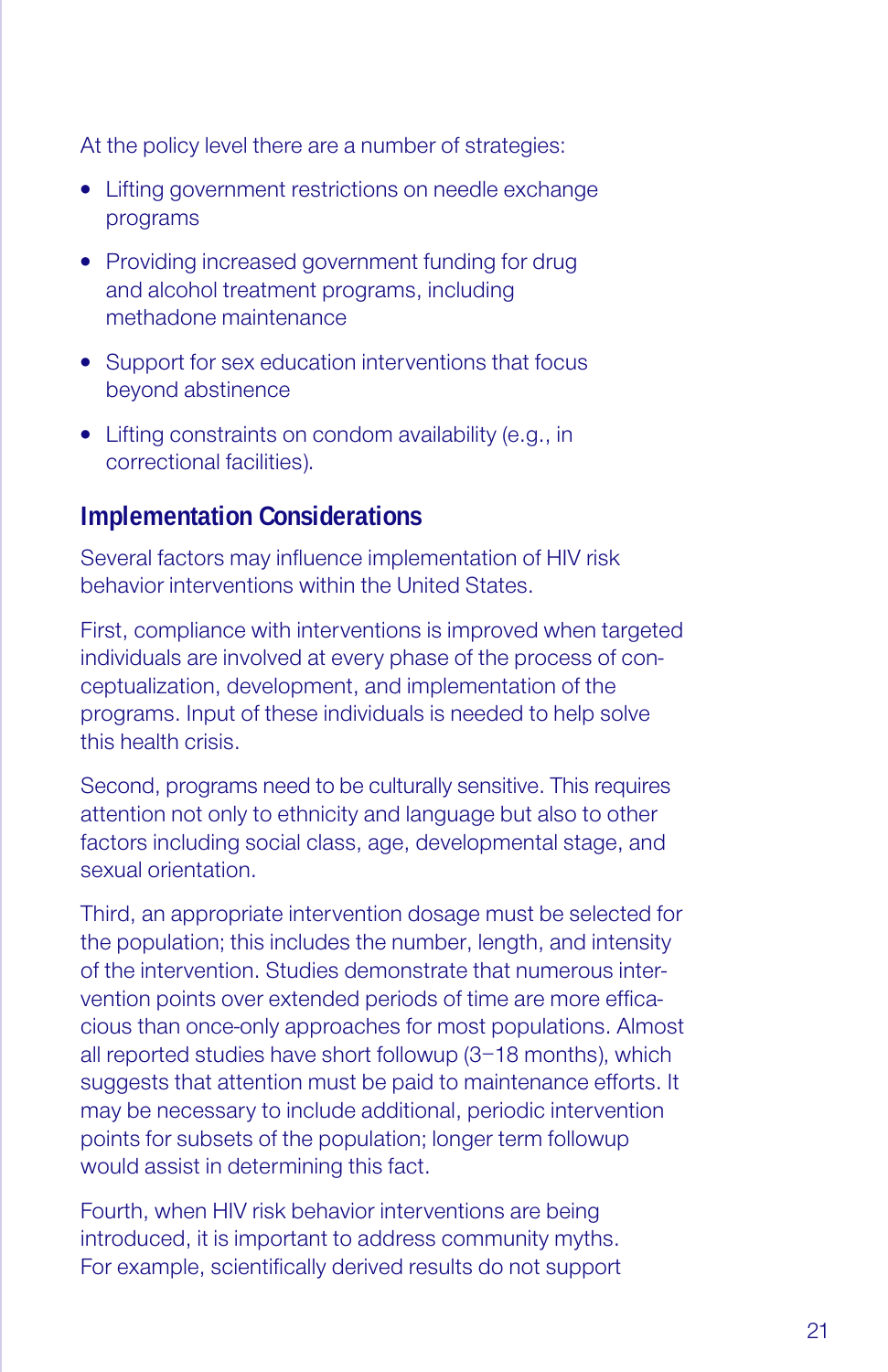At the policy level there are a number of strategies:

- Lifting government restrictions on needle exchange programs
- Providing increased government funding for drug and alcohol treatment programs, including methadone maintenance
- Support for sex education interventions that focus beyond abstinence
- Lifting constraints on condom availability (e.g., in correctional facilities).

## Implementation Considerations

Several factors may influence implementation of HIV risk behavior interventions within the United States.

First, compliance with interventions is improved when targeted individuals are involved at every phase of the process of conceptualization, development, and implementation of the programs. Input of these individuals is needed to help solve this health crisis.

Second, programs need to be culturally sensitive. This requires attention not only to ethnicity and language but also to other factors including social class, age, developmental stage, and sexual orientation.

Third, an appropriate intervention dosage must be selected for the population; this includes the number, length, and intensity of the intervention. Studies demonstrate that numerous intervention points over extended periods of time are more efficacious than once-only approaches for most populations. Almost all reported studies have short followup (3–18 months), which suggests that attention must be paid to maintenance efforts. It may be necessary to include additional, periodic intervention points for subsets of the population; longer term followup would assist in determining this fact.

Fourth, when HIV risk behavior interventions are being introduced, it is important to address community myths. For example, scientifically derived results do not support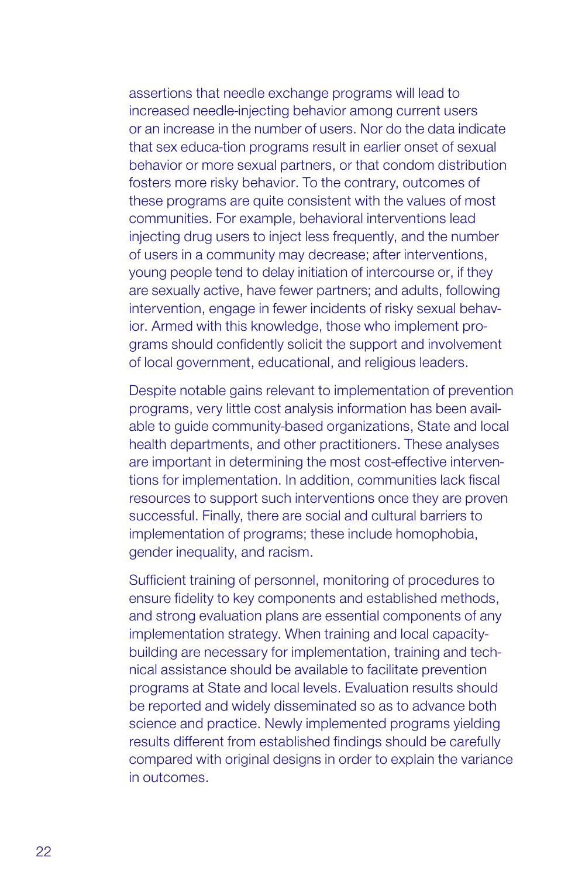assertions that needle exchange programs will lead to increased needle-injecting behavior among current users or an increase in the number of users. Nor do the data indicate that sex educa-tion programs result in earlier onset of sexual behavior or more sexual partners, or that condom distribution fosters more risky behavior. To the contrary, outcomes of these programs are quite consistent with the values of most communities. For example, behavioral interventions lead injecting drug users to inject less frequently, and the number of users in a community may decrease; after interventions, young people tend to delay initiation of intercourse or, if they are sexually active, have fewer partners; and adults, following intervention, engage in fewer incidents of risky sexual behavior. Armed with this knowledge, those who implement programs should confidently solicit the support and involvement of local government, educational, and religious leaders.

Despite notable gains relevant to implementation of prevention programs, very little cost analysis information has been available to guide community-based organizations, State and local health departments, and other practitioners. These analyses are important in determining the most cost-effective interventions for implementation. In addition, communities lack fiscal resources to support such interventions once they are proven successful. Finally, there are social and cultural barriers to implementation of programs; these include homophobia, gender inequality, and racism.

Sufficient training of personnel, monitoring of procedures to ensure fidelity to key components and established methods, and strong evaluation plans are essential components of any implementation strategy. When training and local capacity-building are necessary for implementation, training and technical assistance should be available to facilitate prevention programs at State and local levels. Evaluation results should be reported and widely disseminated so as to advance both science and practice. Newly implemented programs yielding results different from established findings should be carefully compared with original designs in order to explain the variance in outcomes.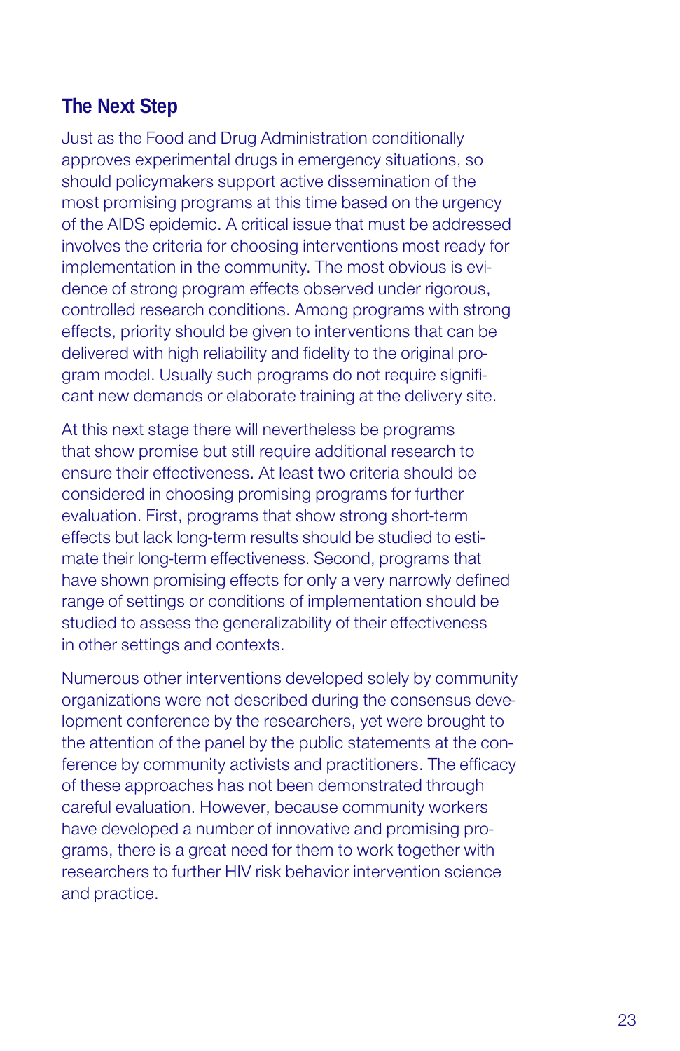## The Next Step

Just as the Food and Drug Administration conditionally approves experimental drugs in emergency situations, so should policymakers support active dissemination of the most promising programs at this time based on the urgency of the AIDS epidemic. A critical issue that must be addressed involves the criteria for choosing interventions most ready for implementation in the community. The most obvious is evidence of strong program effects observed under rigorous, controlled research conditions. Among programs with strong effects, priority should be given to interventions that can be delivered with high reliability and fidelity to the original program model. Usually such programs do not require significant new demands or elaborate training at the delivery site.

At this next stage there will nevertheless be programs that show promise but still require additional research to ensure their effectiveness. At least two criteria should be considered in choosing promising programs for further evaluation. First, programs that show strong short-term effects but lack long-term results should be studied to estimate their long-term effectiveness. Second, programs that have shown promising effects for only a very narrowly defined range of settings or conditions of implementation should be studied to assess the generalizability of their effectiveness in other settings and contexts.

Numerous other interventions developed solely by community organizations were not described during the consensus development conference by the researchers, yet were brought to the attention of the panel by the public statements at the conference by community activists and practitioners. The efficacy of these approaches has not been demonstrated through careful evaluation. However, because community workers have developed a number of innovative and promising programs, there is a great need for them to work together with researchers to further HIV risk behavior intervention science and practice.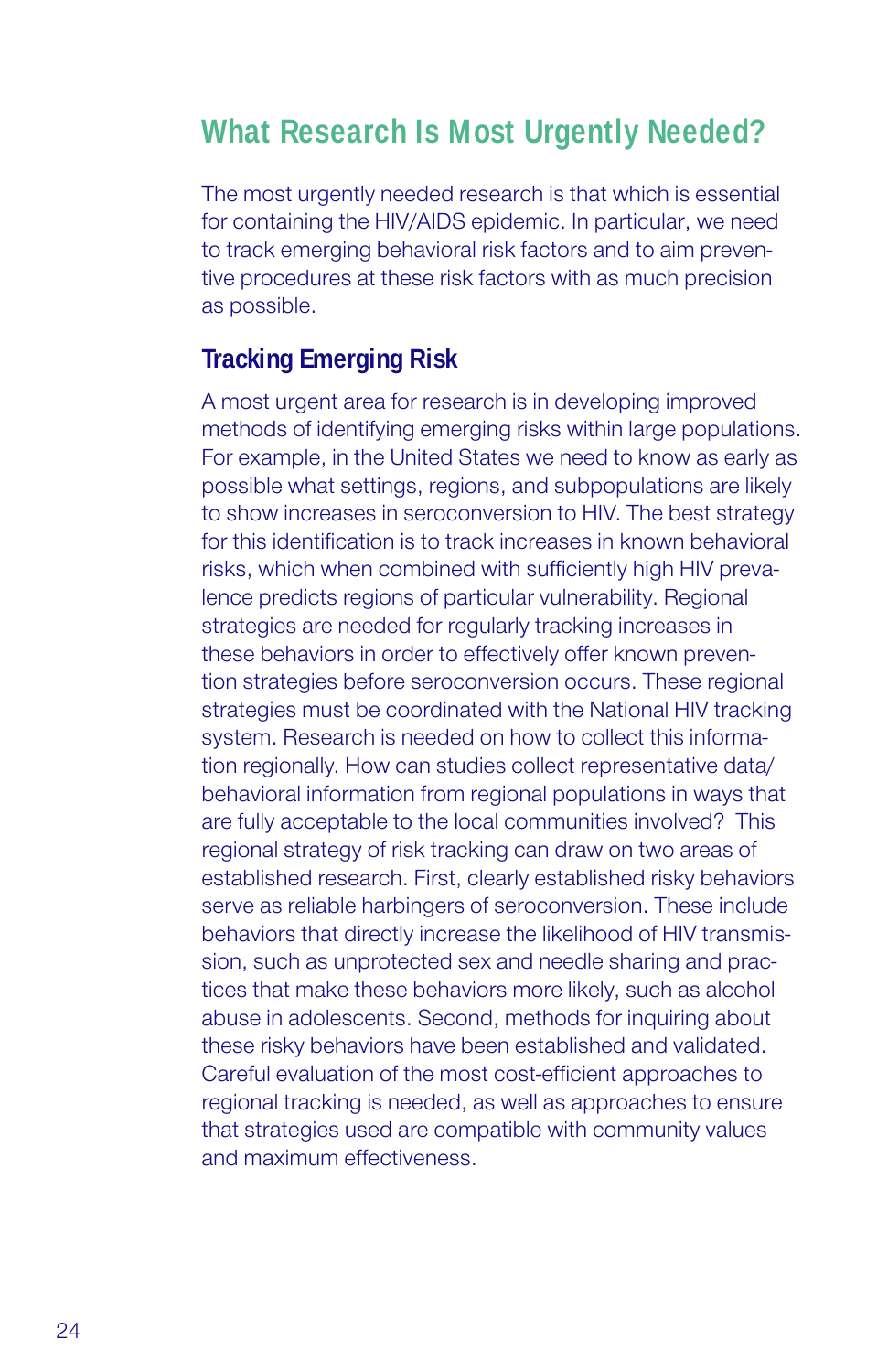## What Research Is Most Urgently Needed?

The most urgently needed research is that which is essential for containing the HIV/AIDS epidemic. In particular, we need to track emerging behavioral risk factors and to aim preventive procedures at these risk factors with as much precision as possible.

### Tracking Emerging Risk

A most urgent area for research is in developing improved methods of identifying emerging risks within large populations. For example, in the United States we need to know as early as possible what settings, regions, and subpopulations are likely to show increases in seroconversion to HIV. The best strategy for this identification is to track increases in known behavioral risks, which when combined with sufficiently high HIV prevalence predicts regions of particular vulnerability. Regional strategies are needed for regularly tracking increases in these behaviors in order to effectively offer known prevention strategies before seroconversion occurs. These regional strategies must be coordinated with the National HIV tracking system. Research is needed on how to collect this information regionally. How can studies collect representative data/behavioral information from regional populations in ways that are fully acceptable to the local communities involved? This regional strategy of risk tracking can draw on two areas of established research. First, clearly established risky behaviors serve as reliable harbingers of seroconversion. These include behaviors that directly increase the likelihood of HIV transmission, such as unprotected sex and needle sharing and practices that make these behaviors more likely, such as alcohol abuse in adolescents. Second, methods for inquiring about these risky behaviors have been established and validated. Careful evaluation of the most cost-efficient approaches to regional tracking is needed, as well as approaches to ensure that strategies used are compatible with community values and maximum effectiveness.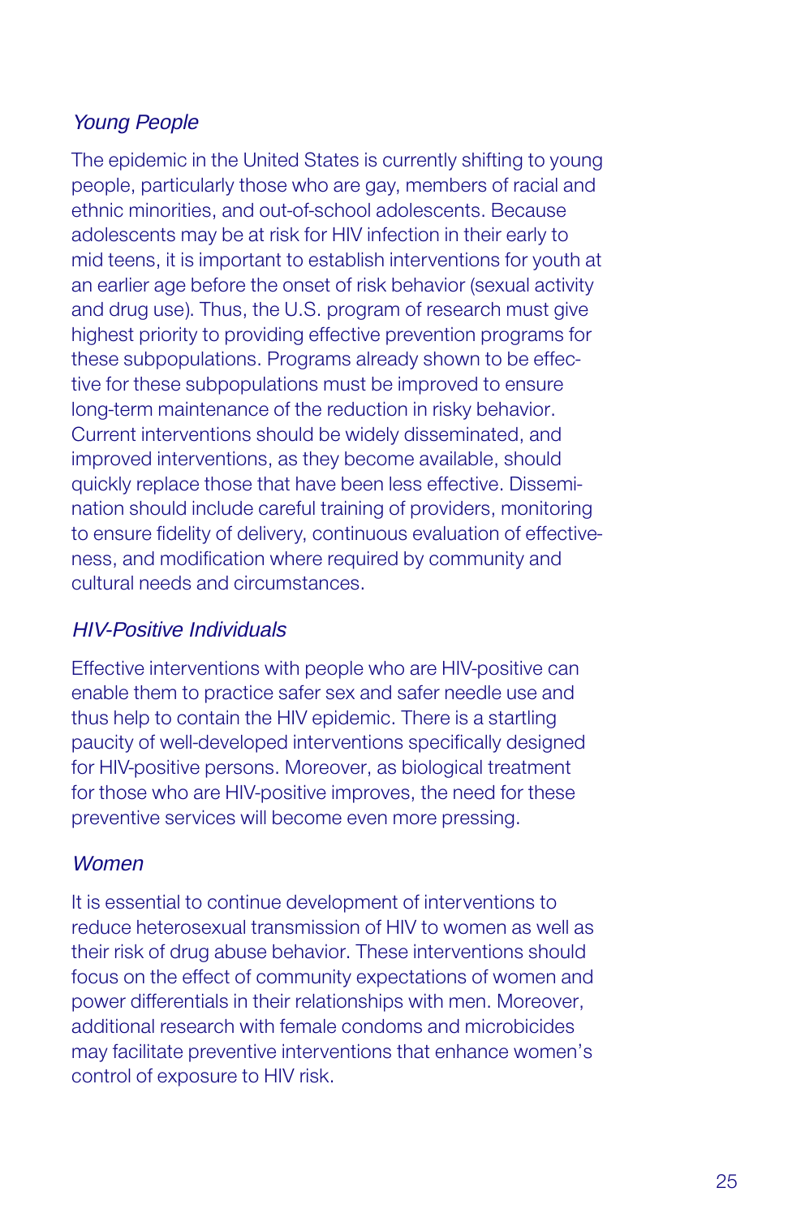### *Young People*

The epidemic in the United States is currently shifting to young people, particularly those who are gay, members of racial and ethnic minorities, and out-of-school adolescents. Because adolescents may be at risk for HIV infection in their early to mid teens, it is important to establish interventions for youth at an earlier age before the onset of risk behavior (sexual activity and drug use). Thus, the U.S. program of research must give highest priority to providing effective prevention programs for these subpopulations. Programs already shown to be effective for these subpopulations must be improved to ensure long-term maintenance of the reduction in risky behavior. Current interventions should be widely disseminated, and improved interventions, as they become available, should quickly replace those that have been less effective. Dissemination should include careful training of providers, monitoring to ensure fidelity of delivery, continuous evaluation of effectiveness, and modification where required by community and cultural needs and circumstances.

### *HIV-Positive Individuals*

Effective interventions with people who are HIV-positive can enable them to practice safer sex and safer needle use and thus help to contain the HIV epidemic. There is a startling paucity of well-developed interventions specifically designed for HIV-positive persons. Moreover, as biological treatment for those who are HIV-positive improves, the need for these preventive services will become even more pressing.

### *Women*

It is essential to continue development of interventions to reduce heterosexual transmission of HIV to women as well as their risk of drug abuse behavior. These interventions should focus on the effect of community expectations of women and power differentials in their relationships with men. Moreover, additional research with female condoms and microbicides may facilitate preventive interventions that enhance women's control of exposure to HIV risk.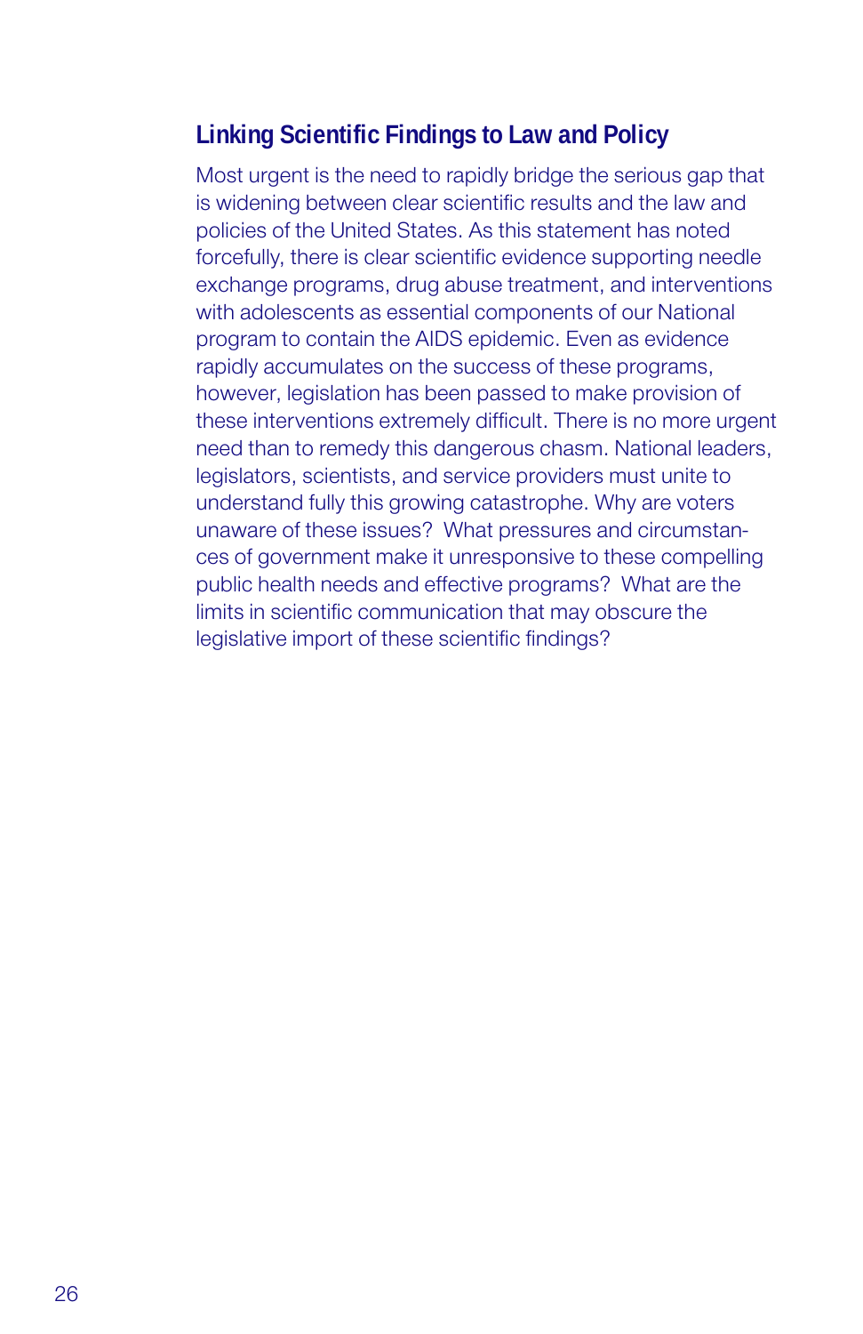## Linking Scientific Findings to Law and Policy

Most urgent is the need to rapidly bridge the serious gap that is widening between clear scientific results and the law and policies of the United States. As this statement has noted forcefully, there is clear scientific evidence supporting needle exchange programs, drug abuse treatment, and interventions with adolescents as essential components of our National program to contain the AIDS epidemic. Even as evidence rapidly accumulates on the success of these programs, however, legislation has been passed to make provision of these interventions extremely difficult. There is no more urgent need than to remedy this dangerous chasm. National leaders, legislators, scientists, and service providers must unite to understand fully this growing catastrophe. Why are voters unaware of these issues? What pressures and circumstances of government make it unresponsive to these compelling public health needs and effective programs? What are the limits in scientific communication that may obscure the legislative import of these scientific findings?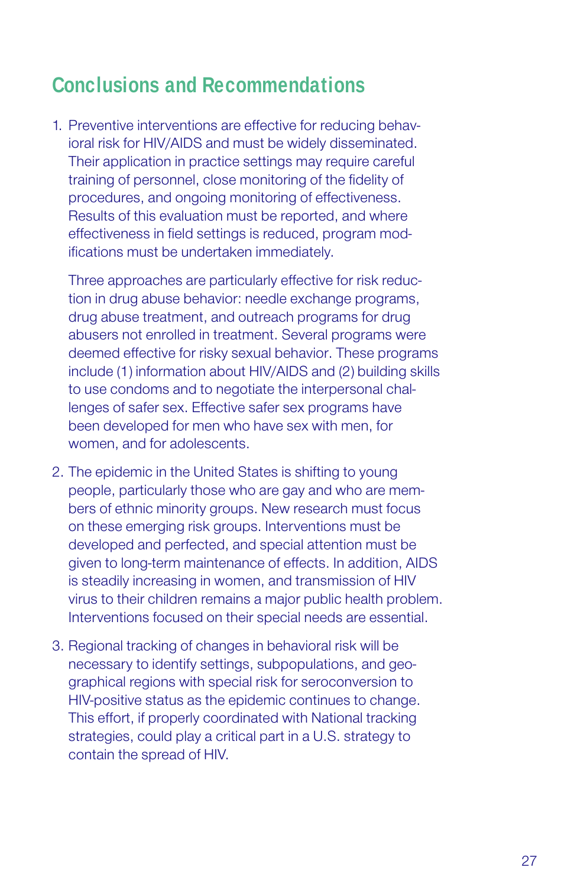## Conclusions and Recommendations

1. Preventive interventions are effective for reducing behavioral risk for HIV/AIDS and must be widely disseminated. Their application in practice settings may require careful training of personnel, close monitoring of the fidelity of procedures, and ongoing monitoring of effectiveness. Results of this evaluation must be reported, and where effectiveness in field settings is reduced, program modifications must be undertaken immediately.

   Three approaches are particularly effective for risk reduction in drug abuse behavior: needle exchange programs, drug abuse treatment, and outreach programs for drug abusers not enrolled in treatment. Several programs were deemed effective for risky sexual behavior. These programs include (1) information about HIV/AIDS and (2) building skills to use condoms and to negotiate the interpersonal challenges of safer sex. Effective safer sex programs have been developed for men who have sex with men, for women, and for adolescents.

2. The epidemic in the United States is shifting to young people, particularly those who are gay and who are members of ethnic minority groups. New research must focus on these emerging risk groups. Interventions must be developed and perfected, and special attention must be given to long-term maintenance of effects. In addition, AIDS is steadily increasing in women, and transmission of HIV virus to their children remains a major public health problem. Interventions focused on their special needs are essential.

3. Regional tracking of changes in behavioral risk will be necessary to identify settings, subpopulations, and geographical regions with special risk for seroconversion to HIV-positive status as the epidemic continues to change. This effort, if properly coordinated with National tracking strategies, could play a critical part in a U.S. strategy to contain the spread of HIV.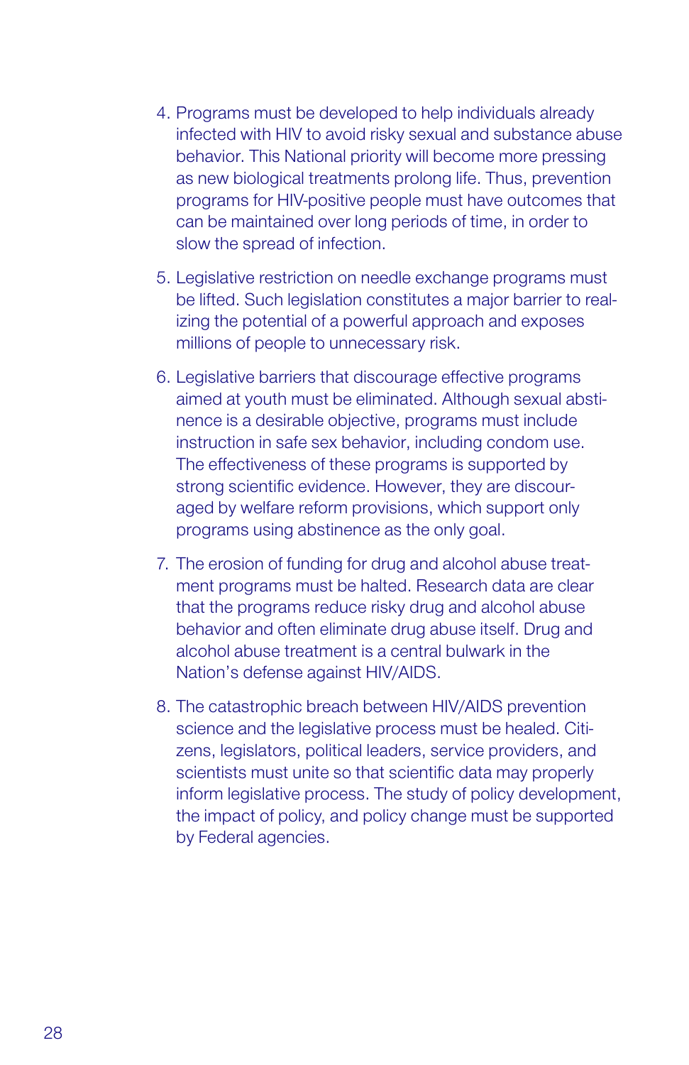4. Programs must be developed to help individuals already infected with HIV to avoid risky sexual and substance abuse behavior. This National priority will become more pressing as new biological treatments prolong life. Thus, prevention programs for HIV-positive people must have outcomes that can be maintained over long periods of time, in order to slow the spread of infection.

5. Legislative restriction on needle exchange programs must be lifted. Such legislation constitutes a major barrier to realizing the potential of a powerful approach and exposes millions of people to unnecessary risk.

6. Legislative barriers that discourage effective programs aimed at youth must be eliminated. Although sexual abstinence is a desirable objective, programs must include instruction in safe sex behavior, including condom use. The effectiveness of these programs is supported by strong scientific evidence. However, they are discouraged by welfare reform provisions, which support only programs using abstinence as the only goal.

7. The erosion of funding for drug and alcohol abuse treatment programs must be halted. Research data are clear that the programs reduce risky drug and alcohol abuse behavior and often eliminate drug abuse itself. Drug and alcohol abuse treatment is a central bulwark in the Nation's defense against HIV/AIDS.

8. The catastrophic breach between HIV/AIDS prevention science and the legislative process must be healed. Citizens, legislators, political leaders, service providers, and scientists must unite so that scientific data may properly inform legislative process. The study of policy development, the impact of policy, and policy change must be supported by Federal agencies.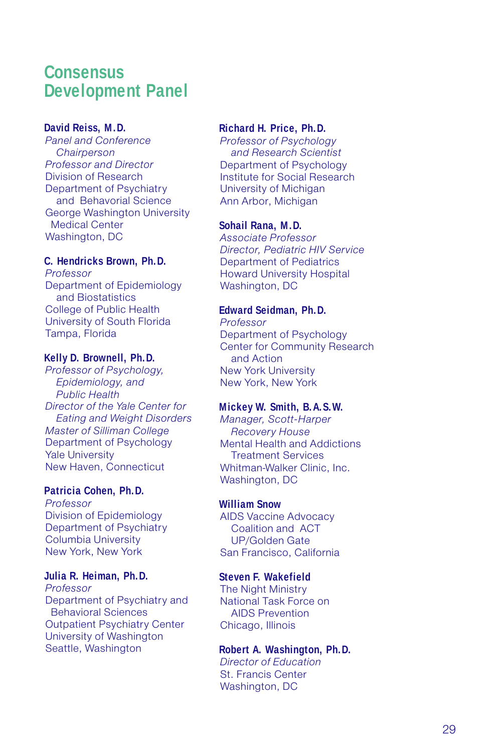# Consensus Development Panel

**David Reiss, M.D.**
*Panel and Conference Chairperson*
*Professor and Director*
Division of Research
Department of Psychiatry and Behavioral Science
George Washington University Medical Center
Washington, DC

**C. Hendricks Brown, Ph.D.**
*Professor*
Department of Epidemiology and Biostatistics
College of Public Health
University of South Florida
Tampa, Florida

**Kelly D. Brownell, Ph.D.**
*Professor of Psychology, Epidemiology, and Public Health*
*Director of the Yale Center for Eating and Weight Disorders*
*Master of Silliman College*
Department of Psychology
Yale University
New Haven, Connecticut

**Patricia Cohen, Ph.D.**
*Professor*
Division of Epidemiology
Department of Psychiatry
Columbia University
New York, New York

**Julia R. Heiman, Ph.D.**
*Professor*
Department of Psychiatry and Behavioral Sciences
Outpatient Psychiatry Center
University of Washington
Seattle, Washington

**Richard H. Price, Ph.D.**
*Professor of Psychology and Research Scientist*
Department of Psychology
Institute for Social Research
University of Michigan
Ann Arbor, Michigan

**Sohail Rana, M.D.**
*Associate Professor*
*Director, Pediatric HIV Service*
Department of Pediatrics
Howard University Hospital
Washington, DC

**Edward Seidman, Ph.D.**
*Professor*
Department of Psychology
Center for Community Research and Action
New York University
New York, New York

**Mickey W. Smith, B.A.S.W.**
*Manager, Scott-Harper Recovery House*
Mental Health and Addictions Treatment Services
Whitman-Walker Clinic, Inc.
Washington, DC

**William Snow**
AIDS Vaccine Advocacy Coalition and ACT UP/Golden Gate
San Francisco, California

**Steven F. Wakefield**
The Night Ministry
National Task Force on AIDS Prevention
Chicago, Illinois

**Robert A. Washington, Ph.D.**
*Director of Education*
St. Francis Center
Washington, DC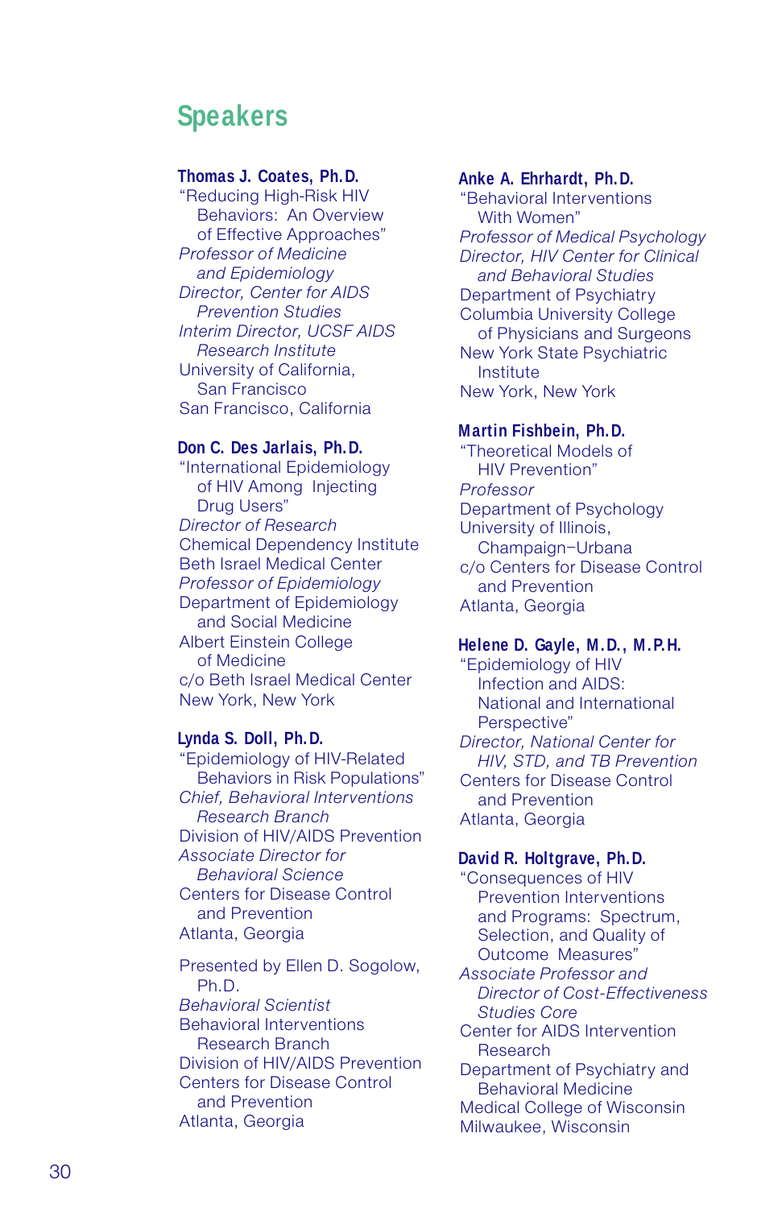# Speakers

**Thomas J. Coates, Ph.D.**
"Reducing High-Risk HIV Behaviors: An Overview of Effective Approaches"
*Professor of Medicine and Epidemiology*
*Director, Center for AIDS Prevention Studies*
*Interim Director, UCSF AIDS Research Institute*
University of California, San Francisco
San Francisco, California

**Don C. Des Jarlais, Ph.D.**
"International Epidemiology of HIV Among Injecting Drug Users"
*Director of Research*
Chemical Dependency Institute
Beth Israel Medical Center
*Professor of Epidemiology*
Department of Epidemiology and Social Medicine
Albert Einstein College of Medicine
c/o Beth Israel Medical Center
New York, New York

**Lynda S. Doll, Ph.D.**
"Epidemiology of HIV-Related Behaviors in Risk Populations"
*Chief, Behavioral Interventions Research Branch*
Division of HIV/AIDS Prevention
*Associate Director for Behavioral Science*
Centers for Disease Control and Prevention
Atlanta, Georgia

Presented by Ellen D. Sogolow, Ph.D.
*Behavioral Scientist*
Behavioral Interventions Research Branch
Division of HIV/AIDS Prevention
Centers for Disease Control and Prevention
Atlanta, Georgia

**Anke A. Ehrhardt, Ph.D.**
"Behavioral Interventions With Women"
*Professor of Medical Psychology*
*Director, HIV Center for Clinical and Behavioral Studies*
Department of Psychiatry
Columbia University College of Physicians and Surgeons
New York State Psychiatric Institute
New York, New York

**Martin Fishbein, Ph.D.**
"Theoretical Models of HIV Prevention"
*Professor*
Department of Psychology
University of Illinois, Champaign–Urbana
c/o Centers for Disease Control and Prevention
Atlanta, Georgia

**Helene D. Gayle, M.D., M.P.H.**
"Epidemiology of HIV Infection and AIDS: National and International Perspective"
*Director, National Center for HIV, STD, and TB Prevention*
Centers for Disease Control and Prevention
Atlanta, Georgia

**David R. Holtgrave, Ph.D.**
"Consequences of HIV Prevention Interventions and Programs: Spectrum, Selection, and Quality of Outcome Measures"
*Associate Professor and Director of Cost-Effectiveness Studies Core*
Center for AIDS Intervention Research
Department of Psychiatry and Behavioral Medicine
Medical College of Wisconsin
Milwaukee, Wisconsin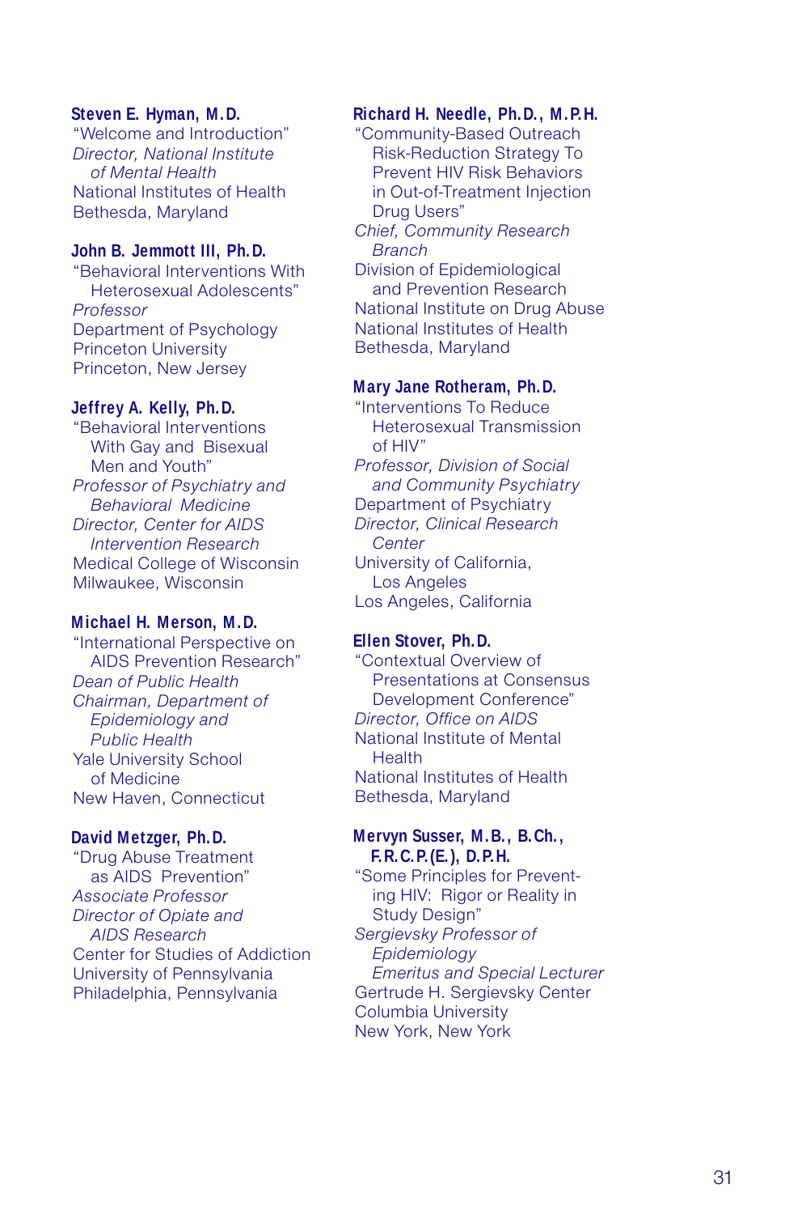**Steven E. Hyman, M.D.**
"Welcome and Introduction"
*Director, National Institute of Mental Health*
National Institutes of Health
Bethesda, Maryland

**John B. Jemmott III, Ph.D.**
"Behavioral Interventions With Heterosexual Adolescents"
*Professor*
Department of Psychology
Princeton University
Princeton, New Jersey

**Jeffrey A. Kelly, Ph.D.**
"Behavioral Interventions With Gay and Bisexual Men and Youth"
*Professor of Psychiatry and Behavioral Medicine*
*Director, Center for AIDS Intervention Research*
Medical College of Wisconsin
Milwaukee, Wisconsin

**Michael H. Merson, M.D.**
"International Perspective on AIDS Prevention Research"
*Dean of Public Health*
*Chairman, Department of Epidemiology and Public Health*
Yale University School of Medicine
New Haven, Connecticut

**David Metzger, Ph.D.**
"Drug Abuse Treatment as AIDS Prevention"
*Associate Professor*
*Director of Opiate and AIDS Research*
Center for Studies of Addiction
University of Pennsylvania
Philadelphia, Pennsylvania

**Richard H. Needle, Ph.D., M.P.H.**
"Community-Based Outreach Risk-Reduction Strategy To Prevent HIV Risk Behaviors in Out-of-Treatment Injection Drug Users"
*Chief, Community Research Branch*
Division of Epidemiological and Prevention Research
National Institute on Drug Abuse
National Institutes of Health
Bethesda, Maryland

**Mary Jane Rotheram, Ph.D.**
"Interventions To Reduce Heterosexual Transmission of HIV"
*Professor, Division of Social and Community Psychiatry*
Department of Psychiatry
*Director, Clinical Research Center*
University of California, Los Angeles
Los Angeles, California

**Ellen Stover, Ph.D.**
"Contextual Overview of Presentations at Consensus Development Conference"
*Director, Office on AIDS*
National Institute of Mental Health
National Institutes of Health
Bethesda, Maryland

**Mervyn Susser, M.B., B.Ch., F.R.C.P.(E.), D.P.H.**
"Some Principles for Preventing HIV: Rigor or Reality in Study Design"
*Sergievsky Professor of Epidemiology*
*Emeritus and Special Lecturer*
Gertrude H. Sergievsky Center
Columbia University
New York, New York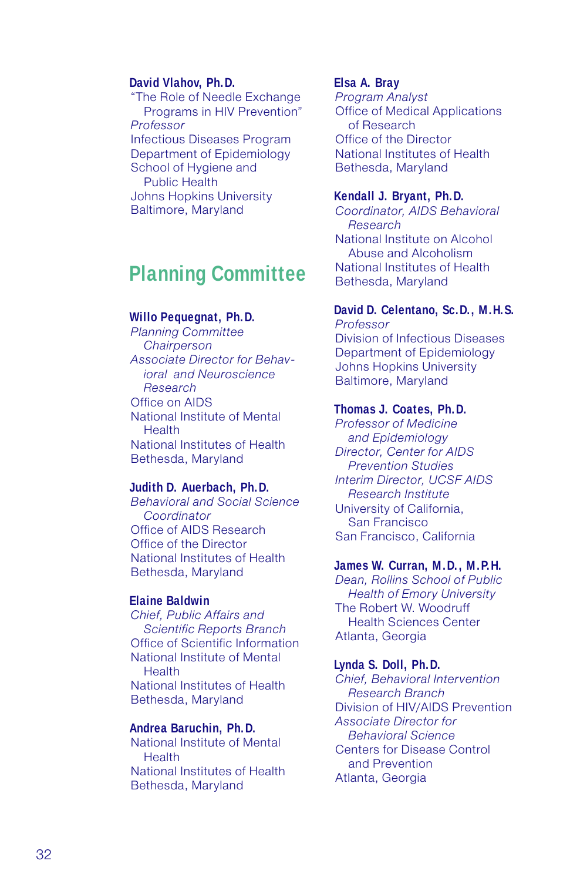**David Vlahov, Ph.D.**
"The Role of Needle Exchange Programs in HIV Prevention"
*Professor*
Infectious Diseases Program
Department of Epidemiology
School of Hygiene and Public Health
Johns Hopkins University
Baltimore, Maryland

## Planning Committee

**Willo Pequegnat, Ph.D.**
*Planning Committee Chairperson*
*Associate Director for Behavioral and Neuroscience Research*
Office on AIDS
National Institute of Mental Health
National Institutes of Health
Bethesda, Maryland

**Judith D. Auerbach, Ph.D.**
*Behavioral and Social Science Coordinator*
Office of AIDS Research
Office of the Director
National Institutes of Health
Bethesda, Maryland

**Elaine Baldwin**
*Chief, Public Affairs and Scientific Reports Branch*
Office of Scientific Information
National Institute of Mental Health
National Institutes of Health
Bethesda, Maryland

**Andrea Baruchin, Ph.D.**
National Institute of Mental Health
National Institutes of Health
Bethesda, Maryland

**Elsa A. Bray**
*Program Analyst*
Office of Medical Applications of Research
Office of the Director
National Institutes of Health
Bethesda, Maryland

**Kendall J. Bryant, Ph.D.**
*Coordinator, AIDS Behavioral Research*
National Institute on Alcohol Abuse and Alcoholism
National Institutes of Health
Bethesda, Maryland

**David D. Celentano, Sc.D., M.H.S.**
*Professor*
Division of Infectious Diseases
Department of Epidemiology
Johns Hopkins University
Baltimore, Maryland

**Thomas J. Coates, Ph.D.**
*Professor of Medicine and Epidemiology*
*Director, Center for AIDS Prevention Studies*
*Interim Director, UCSF AIDS Research Institute*
University of California, San Francisco
San Francisco, California

**James W. Curran, M.D., M.P.H.**
*Dean, Rollins School of Public Health of Emory University*
The Robert W. Woodruff Health Sciences Center
Atlanta, Georgia

**Lynda S. Doll, Ph.D.**
*Chief, Behavioral Intervention Research Branch*
Division of HIV/AIDS Prevention
*Associate Director for Behavioral Science*
Centers for Disease Control and Prevention
Atlanta, Georgia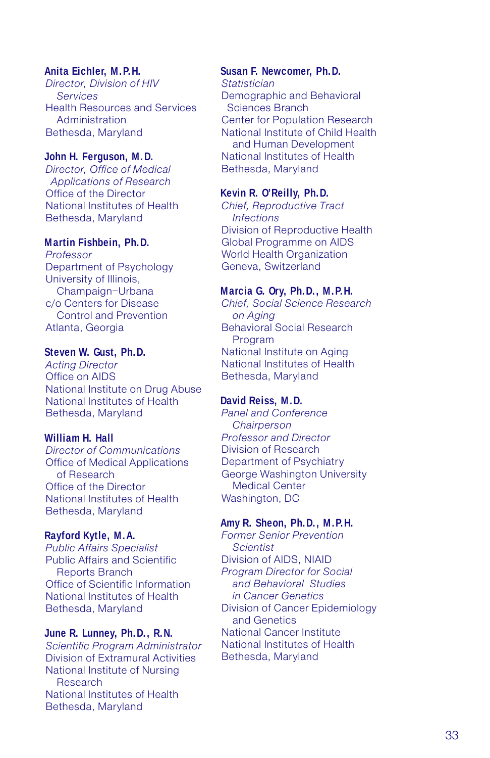**Anita Eichler, M.P.H.**
*Director, Division of HIV Services*
Health Resources and Services Administration
Bethesda, Maryland

**John H. Ferguson, M.D.**
*Director, Office of Medical Applications of Research*
Office of the Director
National Institutes of Health
Bethesda, Maryland

**Martin Fishbein, Ph.D.**
*Professor*
Department of Psychology
University of Illinois, Champaign–Urbana
c/o Centers for Disease Control and Prevention
Atlanta, Georgia

**Steven W. Gust, Ph.D.**
*Acting Director*
Office on AIDS
National Institute on Drug Abuse
National Institutes of Health
Bethesda, Maryland

**William H. Hall**
*Director of Communications*
Office of Medical Applications of Research
Office of the Director
National Institutes of Health
Bethesda, Maryland

**Rayford Kytle, M.A.**
*Public Affairs Specialist*
Public Affairs and Scientific Reports Branch
Office of Scientific Information
National Institutes of Health
Bethesda, Maryland

**June R. Lunney, Ph.D., R.N.**
*Scientific Program Administrator*
Division of Extramural Activities
National Institute of Nursing Research
National Institutes of Health
Bethesda, Maryland

**Susan F. Newcomer, Ph.D.**
*Statistician*
Demographic and Behavioral Sciences Branch
Center for Population Research
National Institute of Child Health and Human Development
National Institutes of Health
Bethesda, Maryland

**Kevin R. O'Reilly, Ph.D.**
*Chief, Reproductive Tract Infections*
Division of Reproductive Health
Global Programme on AIDS
World Health Organization
Geneva, Switzerland

**Marcia G. Ory, Ph.D., M.P.H.**
*Chief, Social Science Research on Aging*
Behavioral Social Research Program
National Institute on Aging
National Institutes of Health
Bethesda, Maryland

**David Reiss, M.D.**
*Panel and Conference Chairperson*
*Professor and Director*
Division of Research
Department of Psychiatry
George Washington University Medical Center
Washington, DC

**Amy R. Sheon, Ph.D., M.P.H.**
*Former Senior Prevention Scientist*
Division of AIDS, NIAID
*Program Director for Social and Behavioral Studies in Cancer Genetics*
Division of Cancer Epidemiology and Genetics
National Cancer Institute
National Institutes of Health
Bethesda, Maryland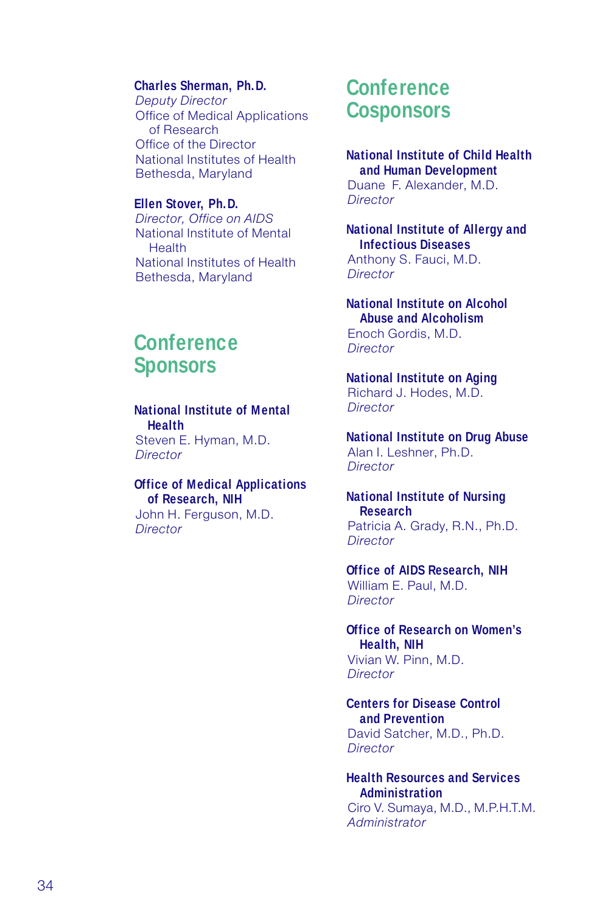**Charles Sherman, Ph.D.**
*Deputy Director*
Office of Medical Applications of Research
Office of the Director
National Institutes of Health
Bethesda, Maryland

**Ellen Stover, Ph.D.**
*Director, Office on AIDS*
National Institute of Mental Health
National Institutes of Health
Bethesda, Maryland

## Conference Sponsors

**National Institute of Mental Health**
Steven E. Hyman, M.D.
*Director*

**Office of Medical Applications of Research, NIH**
John H. Ferguson, M.D.
*Director*

## Conference Cosponsors

**National Institute of Child Health and Human Development**
Duane F. Alexander, M.D.
*Director*

**National Institute of Allergy and Infectious Diseases**
Anthony S. Fauci, M.D.
*Director*

**National Institute on Alcohol Abuse and Alcoholism**
Enoch Gordis, M.D.
*Director*

**National Institute on Aging**
Richard J. Hodes, M.D.
*Director*

**National Institute on Drug Abuse**
Alan I. Leshner, Ph.D.
*Director*

**National Institute of Nursing Research**
Patricia A. Grady, R.N., Ph.D.
*Director*

**Office of AIDS Research, NIH**
William E. Paul, M.D.
*Director*

**Office of Research on Women's Health, NIH**
Vivian W. Pinn, M.D.
*Director*

**Centers for Disease Control and Prevention**
David Satcher, M.D., Ph.D.
*Director*

**Health Resources and Services Administration**
Ciro V. Sumaya, M.D., M.P.H.T.M.
*Administrator*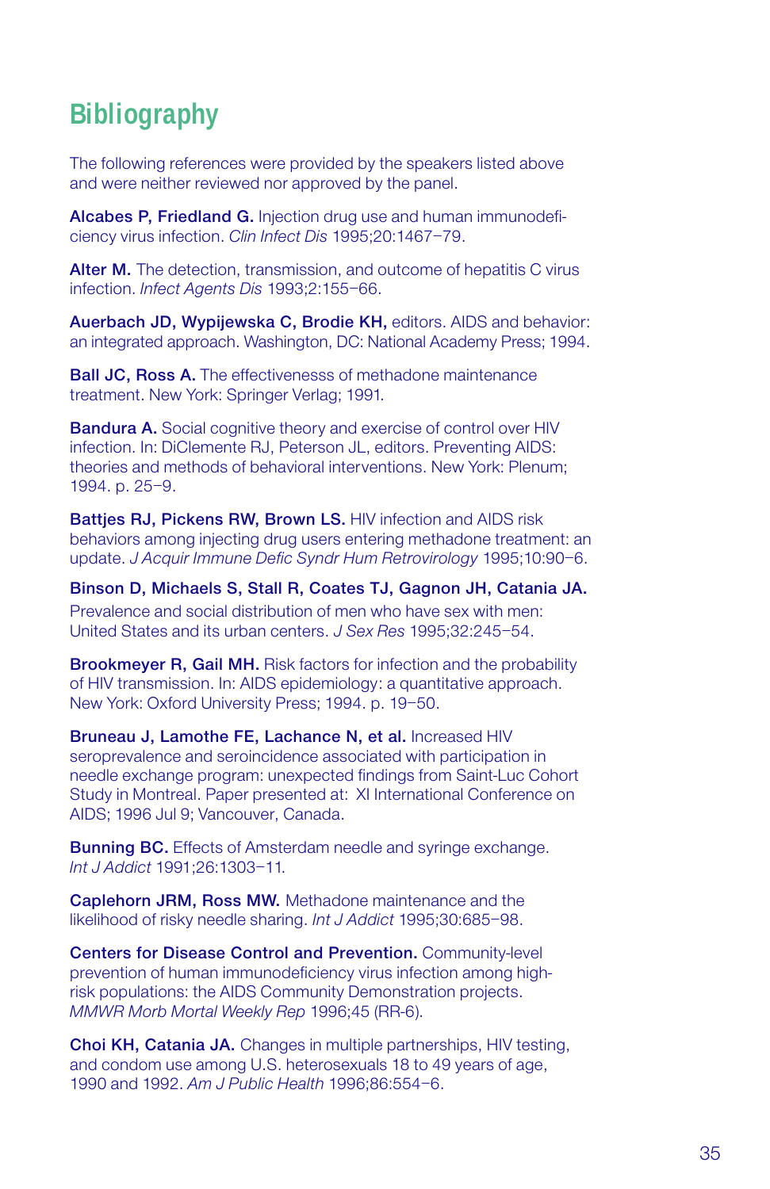# Bibliography

The following references were provided by the speakers listed above and were neither reviewed nor approved by the panel.

**Alcabes P, Friedland G.** Injection drug use and human immunodeficiency virus infection. *Clin Infect Dis* 1995;20:1467–79.

**Alter M.** The detection, transmission, and outcome of hepatitis C virus infection. *Infect Agents Dis* 1993;2:155–66.

**Auerbach JD, Wypijewska C, Brodie KH,** editors. AIDS and behavior: an integrated approach. Washington, DC: National Academy Press; 1994.

**Ball JC, Ross A.** The effectivenesss of methadone maintenance treatment. New York: Springer Verlag; 1991.

**Bandura A.** Social cognitive theory and exercise of control over HIV infection. In: DiClemente RJ, Peterson JL, editors. Preventing AIDS: theories and methods of behavioral interventions. New York: Plenum; 1994. p. 25–9.

**Battjes RJ, Pickens RW, Brown LS.** HIV infection and AIDS risk behaviors among injecting drug users entering methadone treatment: an update. *J Acquir Immune Defic Syndr Hum Retrovirology* 1995;10:90–6.

**Binson D, Michaels S, Stall R, Coates TJ, Gagnon JH, Catania JA.** Prevalence and social distribution of men who have sex with men: United States and its urban centers. *J Sex Res* 1995;32:245–54.

**Brookmeyer R, Gail MH.** Risk factors for infection and the probability of HIV transmission. In: AIDS epidemiology: a quantitative approach. New York: Oxford University Press; 1994. p. 19–50.

**Bruneau J, Lamothe FE, Lachance N, et al.** Increased HIV seroprevalence and seroincidence associated with participation in needle exchange program: unexpected findings from Saint-Luc Cohort Study in Montreal. Paper presented at: XI International Conference on AIDS; 1996 Jul 9; Vancouver, Canada.

**Bunning BC.** Effects of Amsterdam needle and syringe exchange. *Int J Addict* 1991;26:1303–11.

**Caplehorn JRM, Ross MW.** Methadone maintenance and the likelihood of risky needle sharing. *Int J Addict* 1995;30:685–98.

**Centers for Disease Control and Prevention.** Community-level prevention of human immunodeficiency virus infection among high-risk populations: the AIDS Community Demonstration projects. *MMWR Morb Mortal Weekly Rep* 1996;45 (RR-6).

**Choi KH, Catania JA.** Changes in multiple partnerships, HIV testing, and condom use among U.S. heterosexuals 18 to 49 years of age, 1990 and 1992. *Am J Public Health* 1996;86:554–6.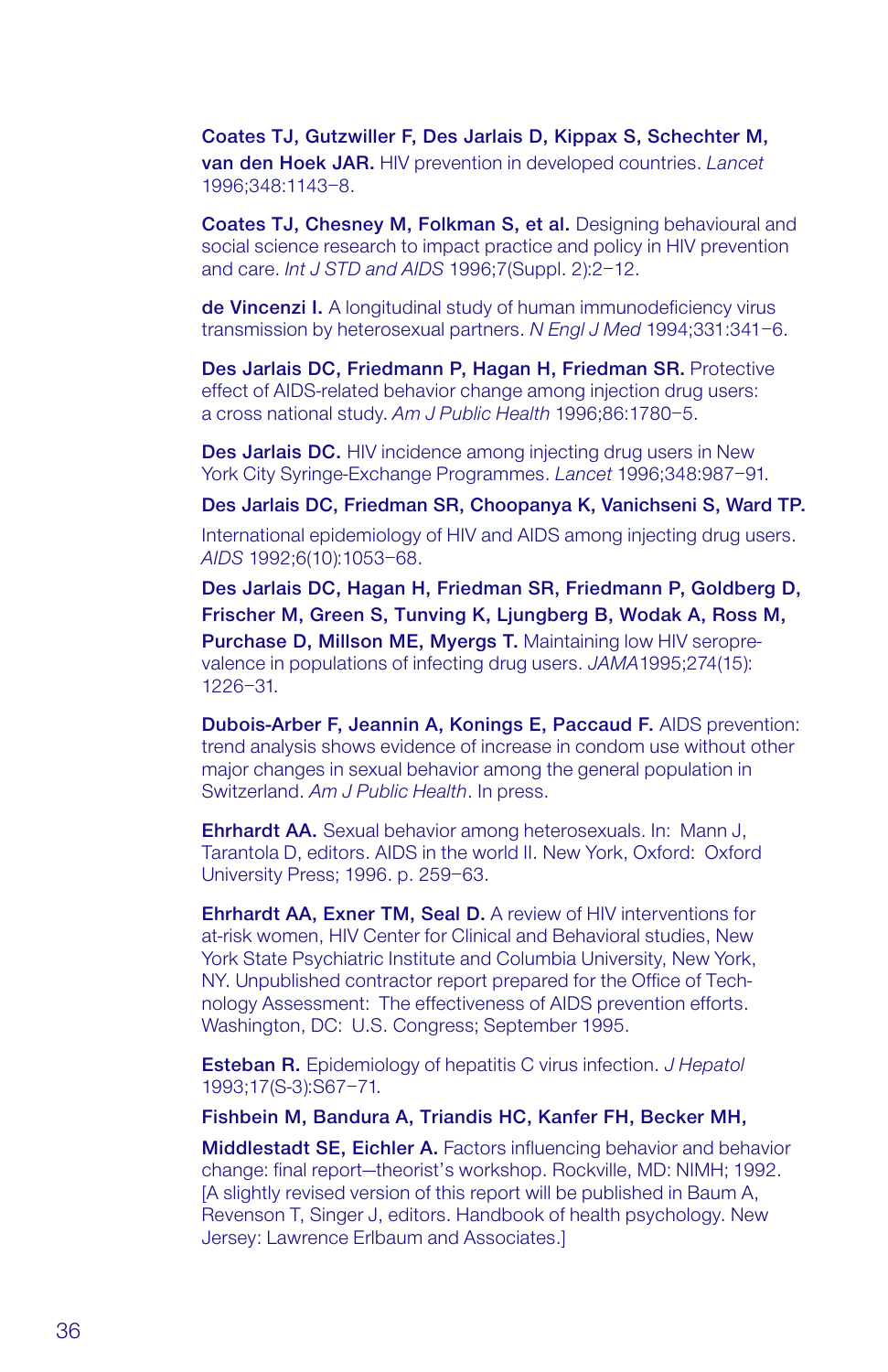**Coates TJ, Gutzwiller F, Des Jarlais D, Kippax S, Schechter M, van den Hoek JAR.** HIV prevention in developed countries. *Lancet* 1996;348:1143–8.

**Coates TJ, Chesney M, Folkman S, et al.** Designing behavioural and social science research to impact practice and policy in HIV prevention and care. *Int J STD and AIDS* 1996;7(Suppl. 2):2–12.

**de Vincenzi I.** A longitudinal study of human immunodeficiency virus transmission by heterosexual partners. *N Engl J Med* 1994;331:341–6.

**Des Jarlais DC, Friedmann P, Hagan H, Friedman SR.** Protective effect of AIDS-related behavior change among injection drug users: a cross national study. *Am J Public Health* 1996;86:1780–5.

**Des Jarlais DC.** HIV incidence among injecting drug users in New York City Syringe-Exchange Programmes. *Lancet* 1996;348:987–91.

**Des Jarlais DC, Friedman SR, Choopanya K, Vanichseni S, Ward TP.** International epidemiology of HIV and AIDS among injecting drug users. *AIDS* 1992;6(10):1053–68.

**Des Jarlais DC, Hagan H, Friedman SR, Friedmann P, Goldberg D, Frischer M, Green S, Tunving K, Ljungberg B, Wodak A, Ross M, Purchase D, Millson ME, Myergs T.** Maintaining low HIV seroprevalence in populations of infecting drug users. *JAMA* 1995;274(15):1226–31.

**Dubois-Arber F, Jeannin A, Konings E, Paccaud F.** AIDS prevention: trend analysis shows evidence of increase in condom use without other major changes in sexual behavior among the general population in Switzerland. *Am J Public Health*. In press.

**Ehrhardt AA.** Sexual behavior among heterosexuals. In: Mann J, Tarantola D, editors. AIDS in the world II. New York, Oxford: Oxford University Press; 1996. p. 259–63.

**Ehrhardt AA, Exner TM, Seal D.** A review of HIV interventions for at-risk women, HIV Center for Clinical and Behavioral studies, New York State Psychiatric Institute and Columbia University, New York, NY. Unpublished contractor report prepared for the Office of Technology Assessment: The effectiveness of AIDS prevention efforts. Washington, DC: U.S. Congress; September 1995.

**Esteban R.** Epidemiology of hepatitis C virus infection. *J Hepatol* 1993;17(S-3):S67–71.

**Fishbein M, Bandura A, Triandis HC, Kanfer FH, Becker MH, Middlestadt SE, Eichler A.** Factors influencing behavior and behavior change: final report—theorist's workshop. Rockville, MD: NIMH; 1992. [A slightly revised version of this report will be published in Baum A, Revenson T, Singer J, editors. Handbook of health psychology. New Jersey: Lawrence Erlbaum and Associates.]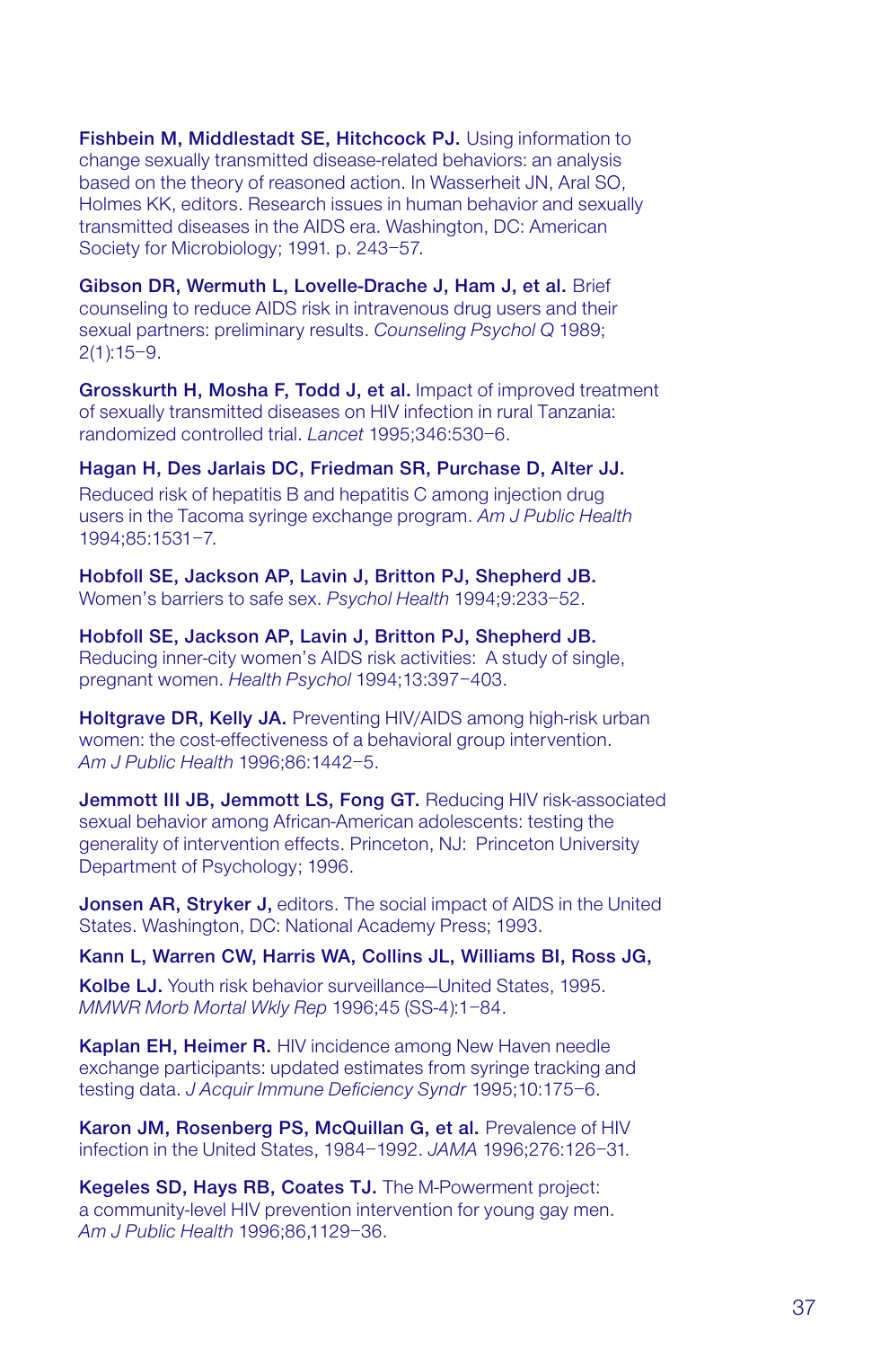**Fishbein M, Middlestadt SE, Hitchcock PJ.** Using information to change sexually transmitted disease-related behaviors: an analysis based on the theory of reasoned action. In Wasserheit JN, Aral SO, Holmes KK, editors. Research issues in human behavior and sexually transmitted diseases in the AIDS era. Washington, DC: American Society for Microbiology; 1991. p. 243–57.

**Gibson DR, Wermuth L, Lovelle-Drache J, Ham J, et al.** Brief counseling to reduce AIDS risk in intravenous drug users and their sexual partners: preliminary results. *Counseling Psychol Q* 1989; 2(1):15–9.

**Grosskurth H, Mosha F, Todd J, et al.** Impact of improved treatment of sexually transmitted diseases on HIV infection in rural Tanzania: randomized controlled trial. *Lancet* 1995;346:530–6.

**Hagan H, Des Jarlais DC, Friedman SR, Purchase D, Alter JJ.** Reduced risk of hepatitis B and hepatitis C among injection drug users in the Tacoma syringe exchange program. *Am J Public Health* 1994;85:1531–7.

**Hobfoll SE, Jackson AP, Lavin J, Britton PJ, Shepherd JB.** Women's barriers to safe sex. *Psychol Health* 1994;9:233–52.

**Hobfoll SE, Jackson AP, Lavin J, Britton PJ, Shepherd JB.** Reducing inner-city women's AIDS risk activities: A study of single, pregnant women. *Health Psychol* 1994;13:397–403.

**Holtgrave DR, Kelly JA.** Preventing HIV/AIDS among high-risk urban women: the cost-effectiveness of a behavioral group intervention. *Am J Public Health* 1996;86:1442–5.

**Jemmott III JB, Jemmott LS, Fong GT.** Reducing HIV risk-associated sexual behavior among African-American adolescents: testing the generality of intervention effects. Princeton, NJ: Princeton University Department of Psychology; 1996.

**Jonsen AR, Stryker J,** editors. The social impact of AIDS in the United States. Washington, DC: National Academy Press; 1993.

**Kann L, Warren CW, Harris WA, Collins JL, Williams BI, Ross JG, Kolbe LJ.** Youth risk behavior surveillance—United States, 1995. *MMWR Morb Mortal Wkly Rep* 1996;45 (SS-4):1–84.

**Kaplan EH, Heimer R.** HIV incidence among New Haven needle exchange participants: updated estimates from syringe tracking and testing data. *J Acquir Immune Deficiency Syndr* 1995;10:175–6.

**Karon JM, Rosenberg PS, McQuillan G, et al.** Prevalence of HIV infection in the United States, 1984–1992. *JAMA* 1996;276:126–31.

**Kegeles SD, Hays RB, Coates TJ.** The M-Powerment project: a community-level HIV prevention intervention for young gay men. *Am J Public Health* 1996;86,1129–36.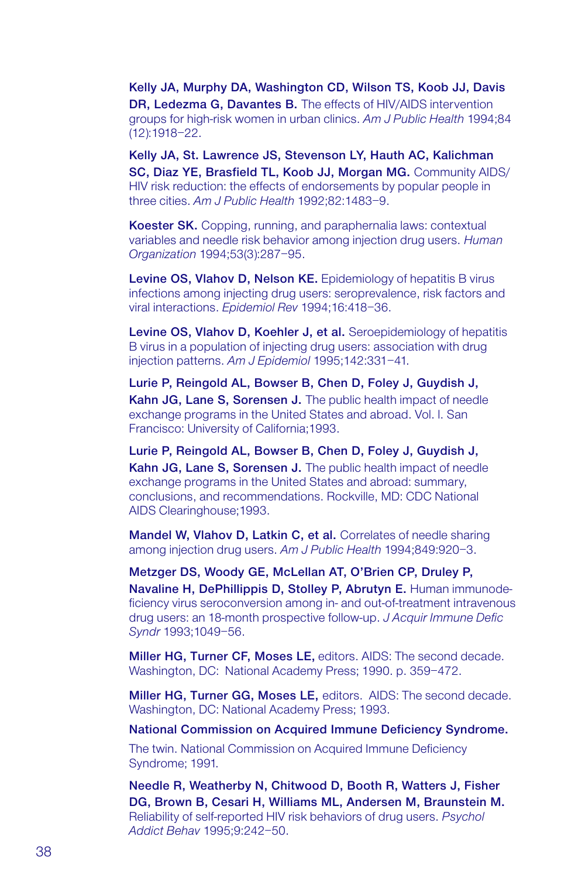**Kelly JA, Murphy DA, Washington CD, Wilson TS, Koob JJ, Davis DR, Ledezma G, Davantes B.** The effects of HIV/AIDS intervention groups for high-risk women in urban clinics. *Am J Public Health* 1994;84 (12):1918–22.

**Kelly JA, St. Lawrence JS, Stevenson LY, Hauth AC, Kalichman SC, Diaz YE, Brasfield TL, Koob JJ, Morgan MG.** Community AIDS/HIV risk reduction: the effects of endorsements by popular people in three cities. *Am J Public Health* 1992;82:1483–9.

**Koester SK.** Copping, running, and paraphernalia laws: contextual variables and needle risk behavior among injection drug users. *Human Organization* 1994;53(3):287–95.

**Levine OS, Vlahov D, Nelson KE.** Epidemiology of hepatitis B virus infections among injecting drug users: seroprevalence, risk factors and viral interactions. *Epidemiol Rev* 1994;16:418–36.

**Levine OS, Vlahov D, Koehler J, et al.** Seroepidemiology of hepatitis B virus in a population of injecting drug users: association with drug injection patterns. *Am J Epidemiol* 1995;142:331–41.

**Lurie P, Reingold AL, Bowser B, Chen D, Foley J, Guydish J, Kahn JG, Lane S, Sorensen J.** The public health impact of needle exchange programs in the United States and abroad. Vol. I. San Francisco: University of California;1993.

**Lurie P, Reingold AL, Bowser B, Chen D, Foley J, Guydish J, Kahn JG, Lane S, Sorensen J.** The public health impact of needle exchange programs in the United States and abroad: summary, conclusions, and recommendations. Rockville, MD: CDC National AIDS Clearinghouse;1993.

**Mandel W, Vlahov D, Latkin C, et al.** Correlates of needle sharing among injection drug users. *Am J Public Health* 1994;849:920–3.

**Metzger DS, Woody GE, McLellan AT, O'Brien CP, Druley P, Navaline H, DePhillippis D, Stolley P, Abrutyn E.** Human immunodeficiency virus seroconversion among in- and out-of-treatment intravenous drug users: an 18-month prospective follow-up. *J Acquir Immune Defic Syndr* 1993;1049–56.

**Miller HG, Turner CF, Moses LE,** editors. AIDS: The second decade. Washington, DC: National Academy Press; 1990. p. 359–472.

**Miller HG, Turner GG, Moses LE,** editors. AIDS: The second decade. Washington, DC: National Academy Press; 1993.

**National Commission on Acquired Immune Deficiency Syndrome.** The twin. National Commission on Acquired Immune Deficiency Syndrome; 1991.

**Needle R, Weatherby N, Chitwood D, Booth R, Watters J, Fisher DG, Brown B, Cesari H, Williams ML, Andersen M, Braunstein M.** Reliability of self-reported HIV risk behaviors of drug users. *Psychol Addict Behav* 1995;9:242–50.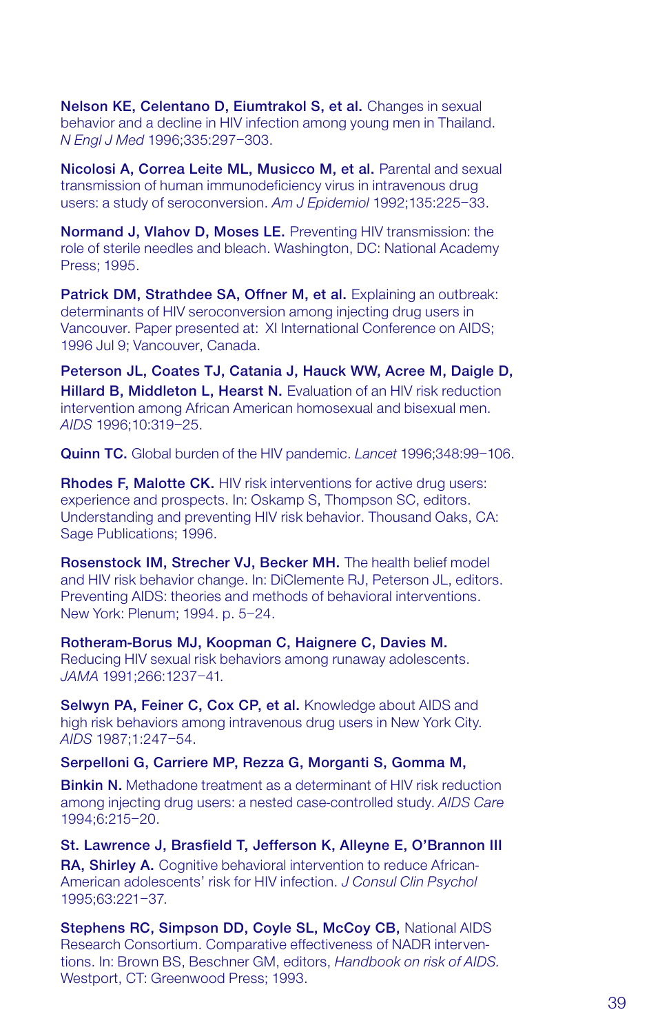**Nelson KE, Celentano D, Eiumtrakol S, et al.** Changes in sexual behavior and a decline in HIV infection among young men in Thailand. *N Engl J Med* 1996;335:297–303.

**Nicolosi A, Correa Leite ML, Musicco M, et al.** Parental and sexual transmission of human immunodeficiency virus in intravenous drug users: a study of seroconversion. *Am J Epidemiol* 1992;135:225–33.

**Normand J, Vlahov D, Moses LE.** Preventing HIV transmission: the role of sterile needles and bleach. Washington, DC: National Academy Press; 1995.

**Patrick DM, Strathdee SA, Offner M, et al.** Explaining an outbreak: determinants of HIV seroconversion among injecting drug users in Vancouver. Paper presented at: XI International Conference on AIDS; 1996 Jul 9; Vancouver, Canada.

**Peterson JL, Coates TJ, Catania J, Hauck WW, Acree M, Daigle D, Hillard B, Middleton L, Hearst N.** Evaluation of an HIV risk reduction intervention among African American homosexual and bisexual men. *AIDS* 1996;10:319–25.

**Quinn TC.** Global burden of the HIV pandemic. *Lancet* 1996;348:99–106.

**Rhodes F, Malotte CK.** HIV risk interventions for active drug users: experience and prospects. In: Oskamp S, Thompson SC, editors. Understanding and preventing HIV risk behavior. Thousand Oaks, CA: Sage Publications; 1996.

**Rosenstock IM, Strecher VJ, Becker MH.** The health belief model and HIV risk behavior change. In: DiClemente RJ, Peterson JL, editors. Preventing AIDS: theories and methods of behavioral interventions. New York: Plenum; 1994. p. 5–24.

**Rotheram-Borus MJ, Koopman C, Haignere C, Davies M.** Reducing HIV sexual risk behaviors among runaway adolescents. *JAMA* 1991;266:1237–41.

**Selwyn PA, Feiner C, Cox CP, et al.** Knowledge about AIDS and high risk behaviors among intravenous drug users in New York City. *AIDS* 1987;1:247–54.

**Serpelloni G, Carriere MP, Rezza G, Morganti S, Gomma M, Binkin N.** Methadone treatment as a determinant of HIV risk reduction among injecting drug users: a nested case-controlled study. *AIDS Care* 1994;6:215–20.

**St. Lawrence J, Brasfield T, Jefferson K, Alleyne E, O'Brannon III RA, Shirley A.** Cognitive behavioral intervention to reduce African-American adolescents' risk for HIV infection. *J Consul Clin Psychol* 1995;63:221–37.

**Stephens RC, Simpson DD, Coyle SL, McCoy CB,** National AIDS Research Consortium. Comparative effectiveness of NADR interventions. In: Brown BS, Beschner GM, editors, *Handbook on risk of AIDS.* Westport, CT: Greenwood Press; 1993.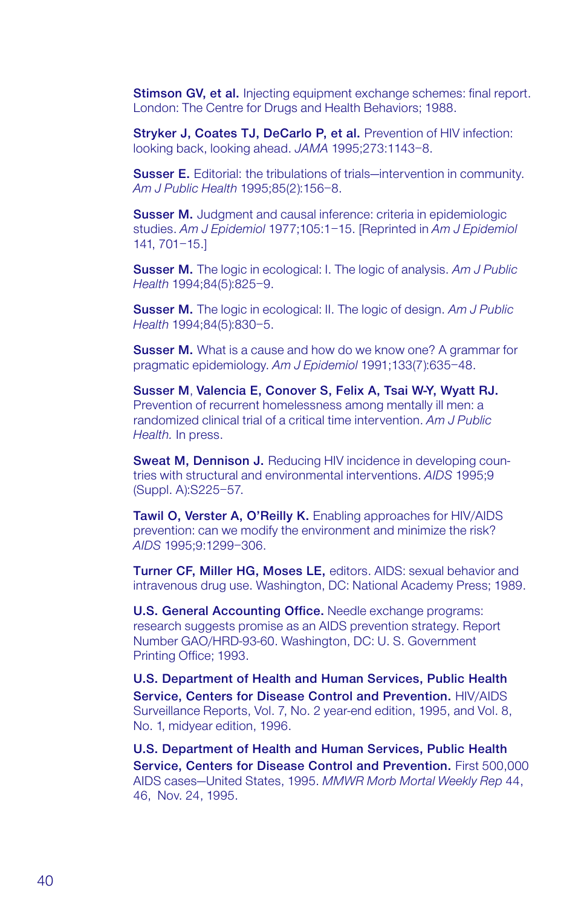**Stimson GV, et al.** Injecting equipment exchange schemes: final report. London: The Centre for Drugs and Health Behaviors; 1988.

**Stryker J, Coates TJ, DeCarlo P, et al.** Prevention of HIV infection: looking back, looking ahead. *JAMA* 1995;273:1143–8.

**Susser E.** Editorial: the tribulations of trials—intervention in community. *Am J Public Health* 1995;85(2):156–8.

**Susser M.** Judgment and causal inference: criteria in epidemiologic studies. *Am J Epidemiol* 1977;105:1–15. [Reprinted in *Am J Epidemiol* 141, 701–15.]

**Susser M.** The logic in ecological: I. The logic of analysis. *Am J Public Health* 1994;84(5):825–9.

**Susser M.** The logic in ecological: II. The logic of design. *Am J Public Health* 1994;84(5):830–5.

**Susser M.** What is a cause and how do we know one? A grammar for pragmatic epidemiology. *Am J Epidemiol* 1991;133(7):635–48.

**Susser M**, **Valencia E, Conover S, Felix A, Tsai W-Y, Wyatt RJ.** Prevention of recurrent homelessness among mentally ill men: a randomized clinical trial of a critical time intervention. *Am J Public Health.* In press.

**Sweat M, Dennison J.** Reducing HIV incidence in developing countries with structural and environmental interventions. *AIDS* 1995;9 (Suppl. A):S225–57.

**Tawil O, Verster A, O'Reilly K.** Enabling approaches for HIV/AIDS prevention: can we modify the environment and minimize the risk? *AIDS* 1995;9:1299–306.

**Turner CF, Miller HG, Moses LE,** editors. AIDS: sexual behavior and intravenous drug use. Washington, DC: National Academy Press; 1989.

**U.S. General Accounting Office.** Needle exchange programs: research suggests promise as an AIDS prevention strategy. Report Number GAO/HRD-93-60. Washington, DC: U. S. Government Printing Office; 1993.

**U.S. Department of Health and Human Services, Public Health Service, Centers for Disease Control and Prevention.** HIV/AIDS Surveillance Reports, Vol. 7, No. 2 year-end edition, 1995, and Vol. 8, No. 1, midyear edition, 1996.

**U.S. Department of Health and Human Services, Public Health Service, Centers for Disease Control and Prevention.** First 500,000 AIDS cases—United States, 1995. *MMWR Morb Mortal Weekly Rep* 44, 46, Nov. 24, 1995.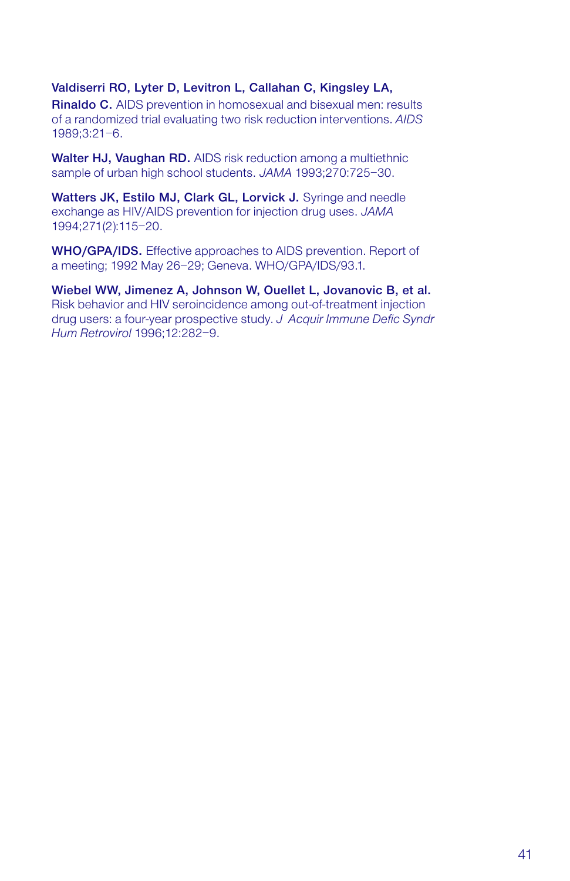**Valdiserri RO, Lyter D, Levitron L, Callahan C, Kingsley LA, Rinaldo C.** AIDS prevention in homosexual and bisexual men: results of a randomized trial evaluating two risk reduction interventions. *AIDS* 1989;3:21–6.

**Walter HJ, Vaughan RD.** AIDS risk reduction among a multiethnic sample of urban high school students. *JAMA* 1993;270:725–30.

**Watters JK, Estilo MJ, Clark GL, Lorvick J.** Syringe and needle exchange as HIV/AIDS prevention for injection drug uses. *JAMA* 1994;271(2):115–20.

**WHO/GPA/IDS.** Effective approaches to AIDS prevention. Report of a meeting; 1992 May 26–29; Geneva. WHO/GPA/IDS/93.1.

**Wiebel WW, Jimenez A, Johnson W, Ouellet L, Jovanovic B, et al.** Risk behavior and HIV seroincidence among out-of-treatment injection drug users: a four-year prospective study. *J Acquir Immune Defic Syndr Hum Retrovirol* 1996;12:282–9.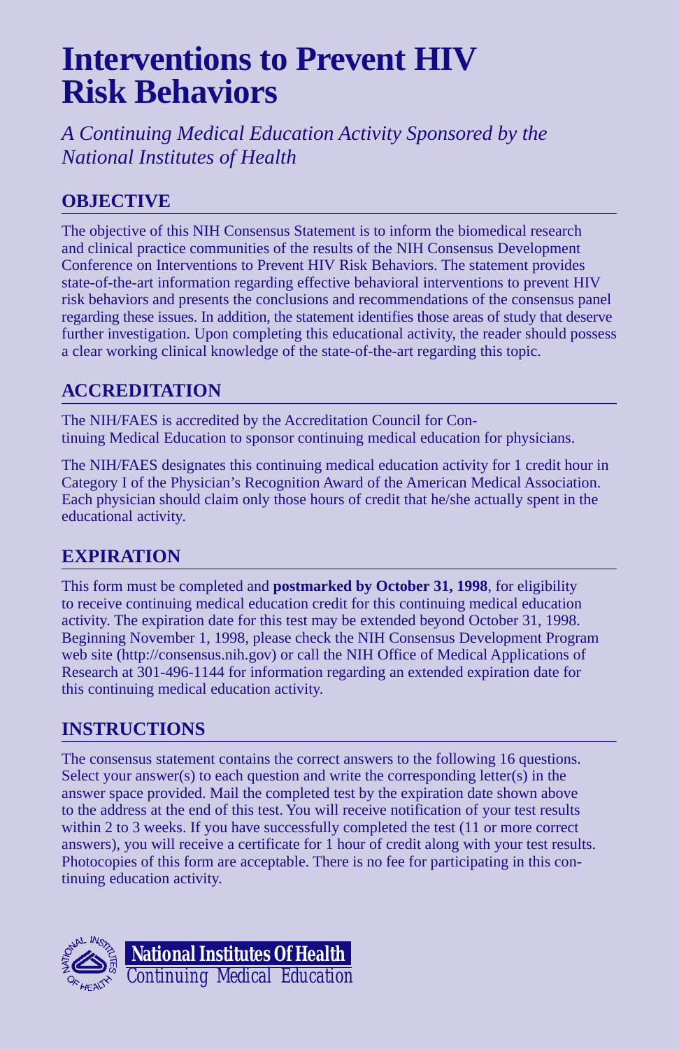# Interventions to Prevent HIV Risk Behaviors

*A Continuing Medical Education Activity Sponsored by the National Institutes of Health*

## OBJECTIVE

The objective of this NIH Consensus Statement is to inform the biomedical research and clinical practice communities of the results of the NIH Consensus Development Conference on Interventions to Prevent HIV Risk Behaviors. The statement provides state-of-the-art information regarding effective behavioral interventions to prevent HIV risk behaviors and presents the conclusions and recommendations of the consensus panel regarding these issues. In addition, the statement identifies those areas of study that deserve further investigation. Upon completing this educational activity, the reader should possess a clear working clinical knowledge of the state-of-the-art regarding this topic.

## ACCREDITATION

The NIH/FAES is accredited by the Accreditation Council for Continuing Medical Education to sponsor continuing medical education for physicians.

The NIH/FAES designates this continuing medical education activity for 1 credit hour in Category I of the Physician's Recognition Award of the American Medical Association. Each physician should claim only those hours of credit that he/she actually spent in the educational activity.

## EXPIRATION

This form must be completed and **postmarked by October 31, 1998**, for eligibility to receive continuing medical education credit for this continuing medical education activity. The expiration date for this test may be extended beyond October 31, 1998. Beginning November 1, 1998, please check the NIH Consensus Development Program web site (http://consensus.nih.gov) or call the NIH Office of Medical Applications of Research at 301-496-1144 for information regarding an extended expiration date for this continuing medical education activity.

## INSTRUCTIONS

The consensus statement contains the correct answers to the following 16 questions. Select your answer(s) to each question and write the corresponding letter(s) in the answer space provided. Mail the completed test by the expiration date shown above to the address at the end of this test. You will receive notification of your test results within 2 to 3 weeks. If you have successfully completed the test (11 or more correct answers), you will receive a certificate for 1 hour of credit along with your test results. Photocopies of this form are acceptable. There is no fee for participating in this continuing education activity.

**National Institutes Of Health**
Continuing Medical Education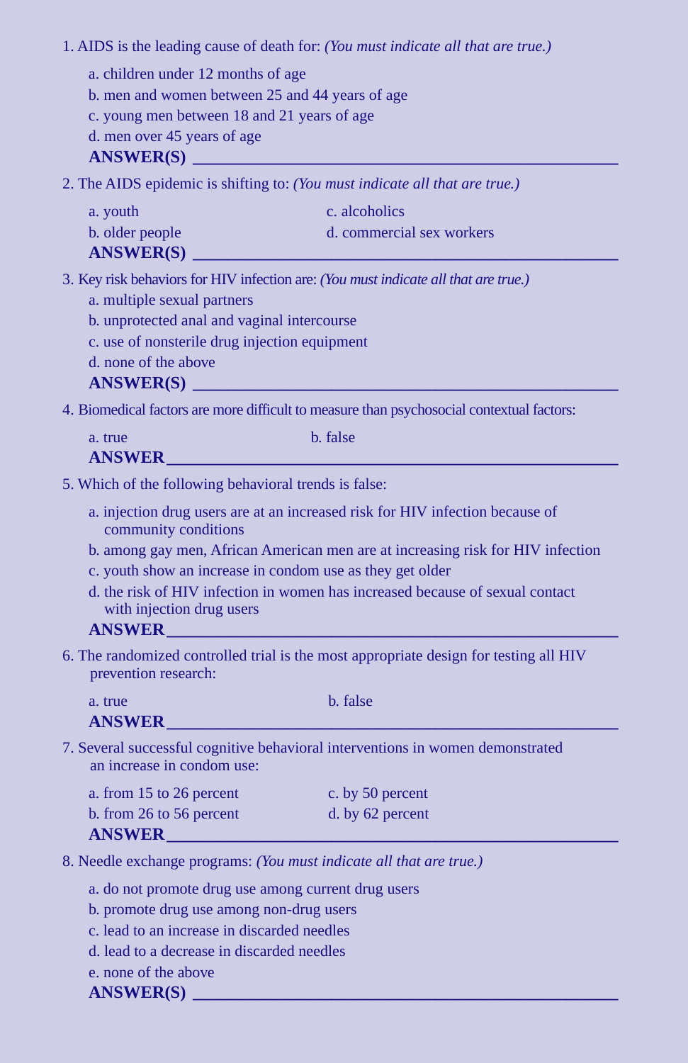1. AIDS is the leading cause of death for: *(You must indicate all that are true.)*

   a. children under 12 months of age
   b. men and women between 25 and 44 years of age
   c. young men between 18 and 21 years of age
   d. men over 45 years of age

   **ANSWER(S)** ______________________________

2. The AIDS epidemic is shifting to: *(You must indicate all that are true.)*

   a. youth
   b. older people
   c. alcoholics
   d. commercial sex workers

   **ANSWER(S)** ______________________________

3. Key risk behaviors for HIV infection are: *(You must indicate all that are true.)*

   a. multiple sexual partners
   b. unprotected anal and vaginal intercourse
   c. use of nonsterile drug injection equipment
   d. none of the above

   **ANSWER(S)** ______________________________

4. Biomedical factors are more difficult to measure than psychosocial contextual factors:

   a. true
   b. false

   **ANSWER** ______________________________

5. Which of the following behavioral trends is false:

   a. injection drug users are at an increased risk for HIV infection because of community conditions
   b. among gay men, African American men are at increasing risk for HIV infection
   c. youth show an increase in condom use as they get older
   d. the risk of HIV infection in women has increased because of sexual contact with injection drug users

   **ANSWER** ______________________________

6. The randomized controlled trial is the most appropriate design for testing all HIV prevention research:

   a. true
   b. false

   **ANSWER** ______________________________

7. Several successful cognitive behavioral interventions in women demonstrated an increase in condom use:

   a. from 15 to 26 percent
   b. from 26 to 56 percent
   c. by 50 percent
   d. by 62 percent

   **ANSWER** ______________________________

8. Needle exchange programs: *(You must indicate all that are true.)*

   a. do not promote drug use among current drug users
   b. promote drug use among non-drug users
   c. lead to an increase in discarded needles
   d. lead to a decrease in discarded needles
   e. none of the above

   **ANSWER(S)** ______________________________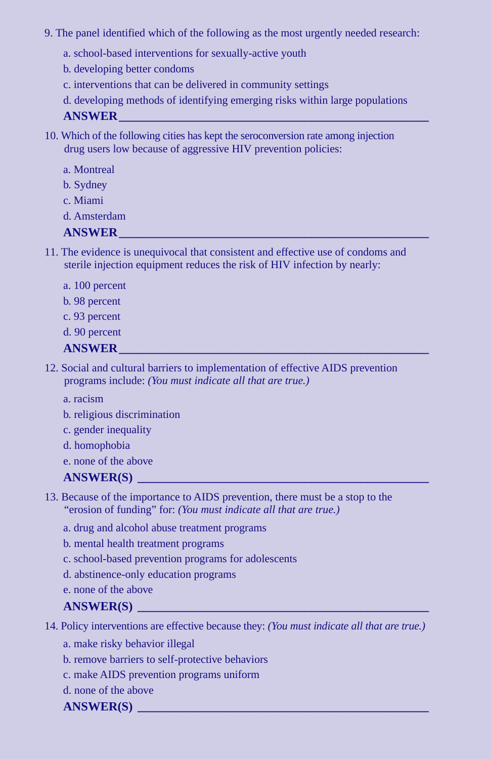9. The panel identified which of the following as the most urgently needed research:

   a. school-based interventions for sexually-active youth
   b. developing better condoms
   c. interventions that can be delivered in community settings
   d. developing methods of identifying emerging risks within large populations

   **ANSWER**\_\_\_\_\_\_\_\_\_\_\_\_\_\_\_\_\_\_\_\_\_\_\_\_\_\_\_\_\_\_\_\_\_\_\_\_\_\_\_\_\_\_\_\_

10. Which of the following cities has kept the seroconversion rate among injection drug users low because of aggressive HIV prevention policies:

    a. Montreal
    b. Sydney
    c. Miami
    d. Amsterdam

    **ANSWER**\_\_\_\_\_\_\_\_\_\_\_\_\_\_\_\_\_\_\_\_\_\_\_\_\_\_\_\_\_\_\_\_\_\_\_\_\_\_\_\_\_\_\_\_

11. The evidence is unequivocal that consistent and effective use of condoms and sterile injection equipment reduces the risk of HIV infection by nearly:

    a. 100 percent
    b. 98 percent
    c. 93 percent
    d. 90 percent

    **ANSWER**\_\_\_\_\_\_\_\_\_\_\_\_\_\_\_\_\_\_\_\_\_\_\_\_\_\_\_\_\_\_\_\_\_\_\_\_\_\_\_\_\_\_\_\_

12. Social and cultural barriers to implementation of effective AIDS prevention programs include: *(You must indicate all that are true.)*

    a. racism
    b. religious discrimination
    c. gender inequality
    d. homophobia
    e. none of the above

    **ANSWER(S)** \_\_\_\_\_\_\_\_\_\_\_\_\_\_\_\_\_\_\_\_\_\_\_\_\_\_\_\_\_\_\_\_\_\_\_\_\_\_\_\_\_\_

13. Because of the importance to AIDS prevention, there must be a stop to the "erosion of funding" for: *(You must indicate all that are true.)*

    a. drug and alcohol abuse treatment programs
    b. mental health treatment programs
    c. school-based prevention programs for adolescents
    d. abstinence-only education programs
    e. none of the above

    **ANSWER(S)** \_\_\_\_\_\_\_\_\_\_\_\_\_\_\_\_\_\_\_\_\_\_\_\_\_\_\_\_\_\_\_\_\_\_\_\_\_\_\_\_\_\_

14. Policy interventions are effective because they: *(You must indicate all that are true.)*

    a. make risky behavior illegal
    b. remove barriers to self-protective behaviors
    c. make AIDS prevention programs uniform
    d. none of the above

    **ANSWER(S)** \_\_\_\_\_\_\_\_\_\_\_\_\_\_\_\_\_\_\_\_\_\_\_\_\_\_\_\_\_\_\_\_\_\_\_\_\_\_\_\_\_\_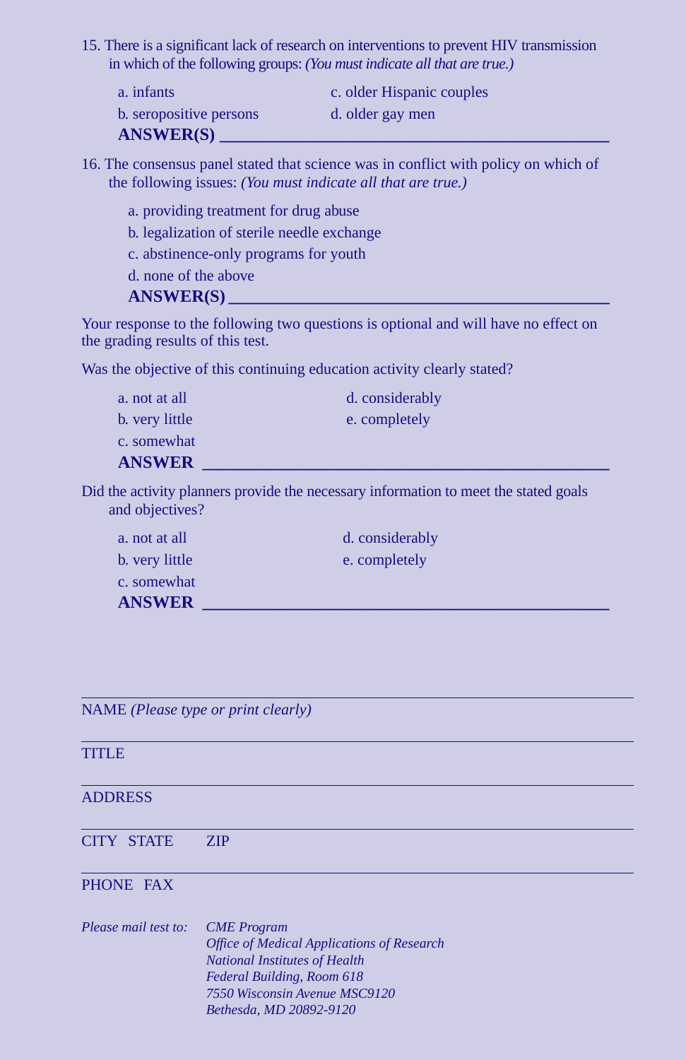15. There is a significant lack of research on interventions to prevent HIV transmission in which of the following groups: *(You must indicate all that are true.)*

    a. infants
    b. seropositive persons
    c. older Hispanic couples
    d. older gay men

    **ANSWER(S)** ______________________________

16. The consensus panel stated that science was in conflict with policy on which of the following issues: *(You must indicate all that are true.)*

    a. providing treatment for drug abuse
    b. legalization of sterile needle exchange
    c. abstinence-only programs for youth
    d. none of the above

    **ANSWER(S)** ______________________________

Your response to the following two questions is optional and will have no effect on the grading results of this test.

Was the objective of this continuing education activity clearly stated?

a. not at all
b. very little
c. somewhat
d. considerably
e. completely

**ANSWER** ______________________________

Did the activity planners provide the necessary information to meet the stated goals and objectives?

a. not at all
b. very little
c. somewhat
d. considerably
e. completely

**ANSWER** ______________________________

______________________________
NAME *(Please type or print clearly)*

______________________________
TITLE

______________________________
ADDRESS

______________________________
CITY STATE ZIP

______________________________
PHONE FAX

*Please mail test to:*
*CME Program*
*Office of Medical Applications of Research*
*National Institutes of Health*
*Federal Building, Room 618*
*7550 Wisconsin Avenue MSC9120*
*Bethesda, MD 20892-9120*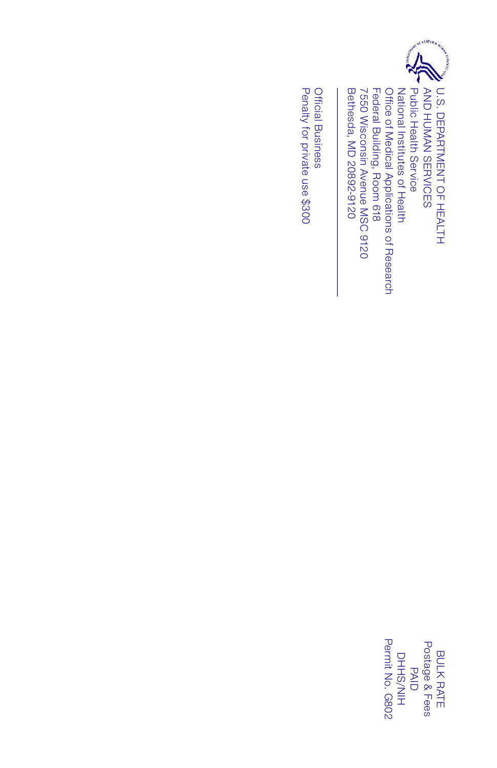U.S. DEPARTMENT OF HEALTH
AND HUMAN SERVICES
Public Health Service
National Institutes of Health
Office of Medical Applications of Research
Federal Building, Room 618
7550 Wisconsin Avenue MSC 9120
Bethesda, MD 20892-9120

Official Business
Penalty for private use $300

BULK RATE
Postage & Fees
PAID
DHHS/NIH
Permit No. G802